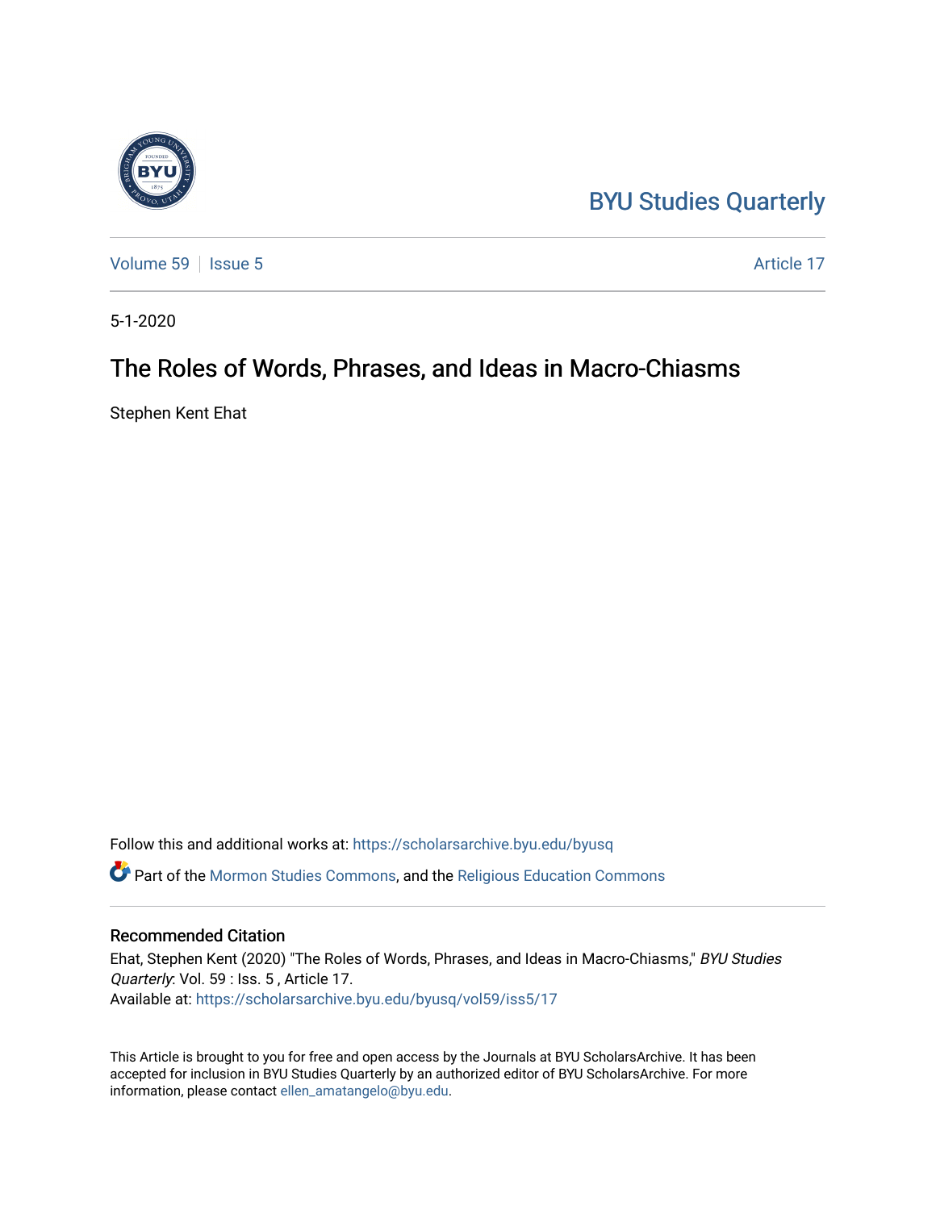BYU Studies Quarterly

Volume 59 | Issue 5 | Article 17

5-1-2020

# The Roles of Words, Phrases, and Ideas in Macro-Chiasms

Stephen Kent Ehat

Follow this and additional works at: https://scholarsarchive.byu.edu/byusq

Part of the Mormon Studies Commons, and the Religious Education Commons

## Recommended Citation

Ehat, Stephen Kent (2020) "The Roles of Words, Phrases, and Ideas in Macro-Chiasms," *BYU Studies Quarterly*: Vol. 59 : Iss. 5 , Article 17.
Available at: https://scholarsarchive.byu.edu/byusq/vol59/iss5/17

This Article is brought to you for free and open access by the Journals at BYU ScholarsArchive. It has been accepted for inclusion in BYU Studies Quarterly by an authorized editor of BYU ScholarsArchive. For more information, please contact ellen_amatangelo@byu.edu.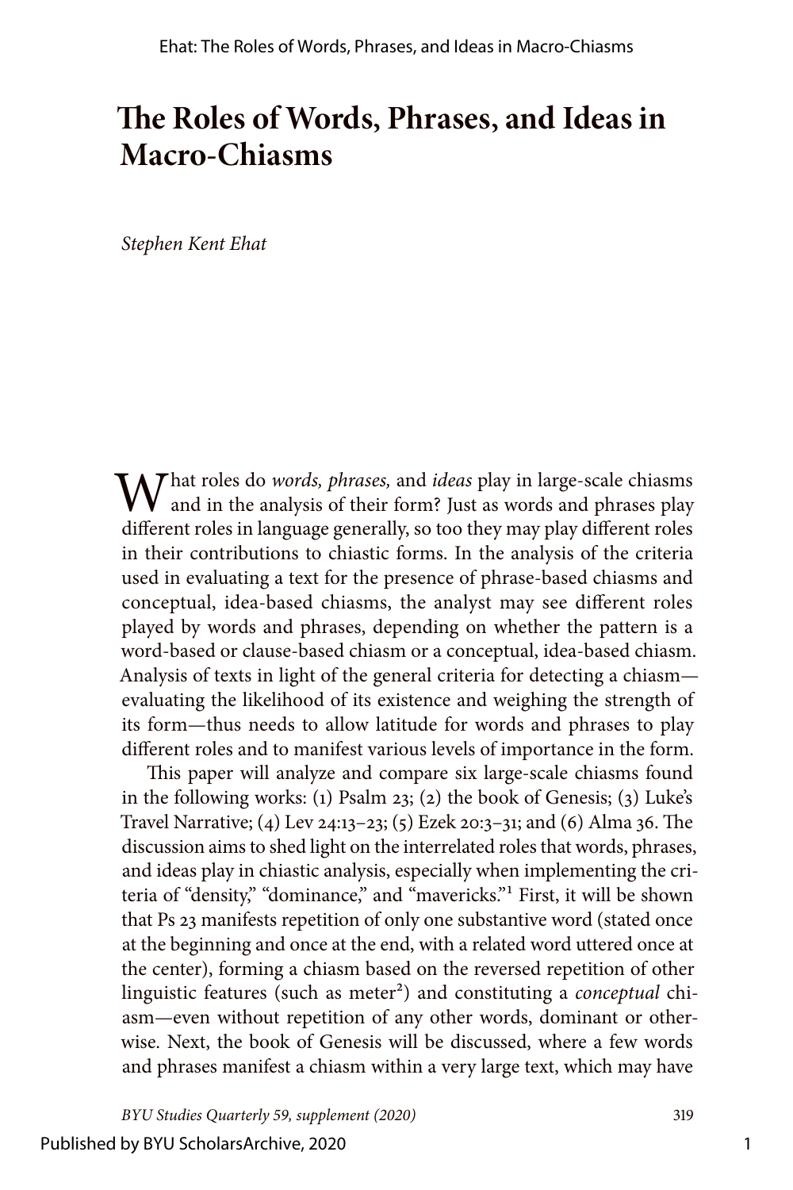# The Roles of Words, Phrases, and Ideas in Macro-Chiasms

*Stephen Kent Ehat*

What roles do *words, phrases,* and *ideas* play in large-scale chiasms and in the analysis of their form? Just as words and phrases play different roles in language generally, so too they may play different roles in their contributions to chiastic forms. In the analysis of the criteria used in evaluating a text for the presence of phrase-based chiasms and conceptual, idea-based chiasms, the analyst may see different roles played by words and phrases, depending on whether the pattern is a word-based or clause-based chiasm or a conceptual, idea-based chiasm. Analysis of texts in light of the general criteria for detecting a chiasm—evaluating the likelihood of its existence and weighing the strength of its form—thus needs to allow latitude for words and phrases to play different roles and to manifest various levels of importance in the form.

This paper will analyze and compare six large-scale chiasms found in the following works: (1) Psalm 23; (2) the book of Genesis; (3) Luke's Travel Narrative; (4) Lev 24:13–23; (5) Ezek 20:3–31; and (6) Alma 36. The discussion aims to shed light on the interrelated roles that words, phrases, and ideas play in chiastic analysis, especially when implementing the criteria of "density," "dominance," and "mavericks."[1] First, it will be shown that Ps 23 manifests repetition of only one substantive word (stated once at the beginning and once at the end, with a related word uttered once at the center), forming a chiasm based on the reversed repetition of other linguistic features (such as meter[2]) and constituting a *conceptual* chiasm—even without repetition of any other words, dominant or otherwise. Next, the book of Genesis will be discussed, where a few words and phrases manifest a chiasm within a very large text, which may have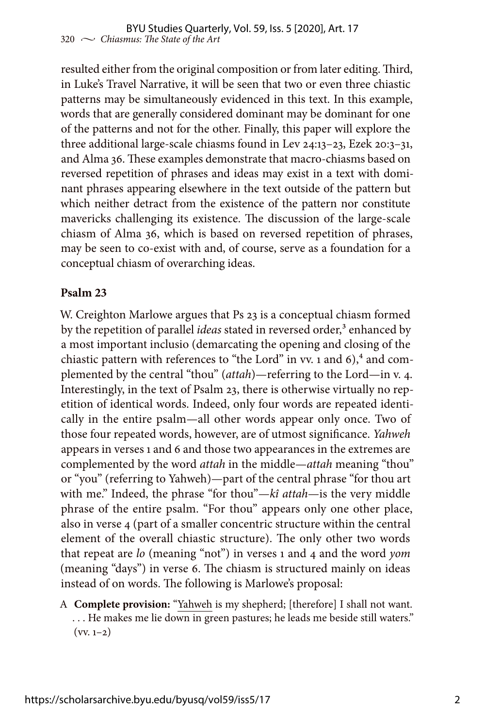resulted either from the original composition or from later editing. Third, in Luke's Travel Narrative, it will be seen that two or even three chiastic patterns may be simultaneously evidenced in this text. In this example, words that are generally considered dominant may be dominant for one of the patterns and not for the other. Finally, this paper will explore the three additional large-scale chiasms found in Lev 24:13–23, Ezek 20:3–31, and Alma 36. These examples demonstrate that macro-chiasms based on reversed repetition of phrases and ideas may exist in a text with dominant phrases appearing elsewhere in the text outside of the pattern but which neither detract from the existence of the pattern nor constitute mavericks challenging its existence. The discussion of the large-scale chiasm of Alma 36, which is based on reversed repetition of phrases, may be seen to co-exist with and, of course, serve as a foundation for a conceptual chiasm of overarching ideas.

## Psalm 23

W. Creighton Marlowe argues that Ps 23 is a conceptual chiasm formed by the repetition of parallel *ideas* stated in reversed order,[3] enhanced by a most important inclusio (demarcating the opening and closing of the chiastic pattern with references to "the Lord" in vv. 1 and 6),[4] and complemented by the central "thou" (*attah*)—referring to the Lord—in v. 4. Interestingly, in the text of Psalm 23, there is otherwise virtually no repetition of identical words. Indeed, only four words are repeated identically in the entire psalm—all other words appear only once. Two of those four repeated words, however, are of utmost significance. *Yahweh* appears in verses 1 and 6 and those two appearances in the extremes are complemented by the word *attah* in the middle—*attah* meaning "thou" or "you" (referring to Yahweh)—part of the central phrase "for thou art with me." Indeed, the phrase "for thou"—*kî attah*—is the very middle phrase of the entire psalm. "For thou" appears only one other place, also in verse 4 (part of a smaller concentric structure within the central element of the overall chiastic structure). The only other two words that repeat are *lo* (meaning "not") in verses 1 and 4 and the word *yom* (meaning "days") in verse 6. The chiasm is structured mainly on ideas instead of on words. The following is Marlowe's proposal:

A **Complete provision:** "Yahweh is my shepherd; [therefore] I shall not want. . . . He makes me lie down in green pastures; he leads me beside still waters." (vv. 1–2)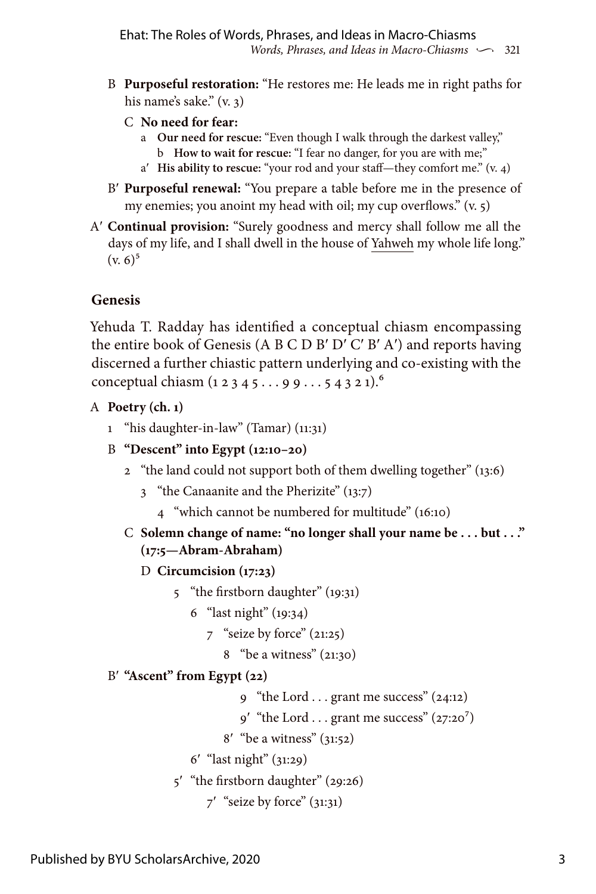- B **Purposeful restoration:** "He restores me: He leads me in right paths for his name's sake." (v. 3)
  - C **No need for fear:**
    - a **Our need for rescue:** "Even though I walk through the darkest valley,"
      - b **How to wait for rescue:** "I fear no danger, for you are with me;"
    - a′ **His ability to rescue:** "your rod and your staff—they comfort me." (v. 4)
- B′ **Purposeful renewal:** "You prepare a table before me in the presence of my enemies; you anoint my head with oil; my cup overflows." (v. 5)

A′ **Continual provision:** "Surely goodness and mercy shall follow me all the days of my life, and I shall dwell in the house of Yahweh my whole life long." (v. 6)[5]

### Genesis

Yehuda T. Radday has identified a conceptual chiasm encompassing the entire book of Genesis (A B C D B′ D′ C′ B′ A′) and reports having discerned a further chiastic pattern underlying and co-existing with the conceptual chiasm (1 2 3 4 5 . . . 9 9 . . . 5 4 3 2 1).[6]

A **Poetry (ch. 1)**

- 1 "his daughter-in-law" (Tamar) (11:31)

B **"Descent" into Egypt (12:10–20)**

- 2 "the land could not support both of them dwelling together" (13:6)
  - 3 "the Canaanite and the Pherizite" (13:7)
    - 4 "which cannot be numbered for multitude" (16:10)

C **Solemn change of name: "no longer shall your name be . . . but . . ." (17:5—Abram-Abraham)**

D **Circumcision (17:23)**

- 5 "the firstborn daughter" (19:31)
  - 6 "last night" (19:34)
    - 7 "seize by force" (21:25)
      - 8 "be a witness" (21:30)

B′ **"Ascent" from Egypt (22)**

- 9 "the Lord . . . grant me success" (24:12)
- 9′ "the Lord . . . grant me success" (27:20[7])
- 8′ "be a witness" (31:52)
- 6′ "last night" (31:29)
- 5′ "the firstborn daughter" (29:26)
- 7′ "seize by force" (31:31)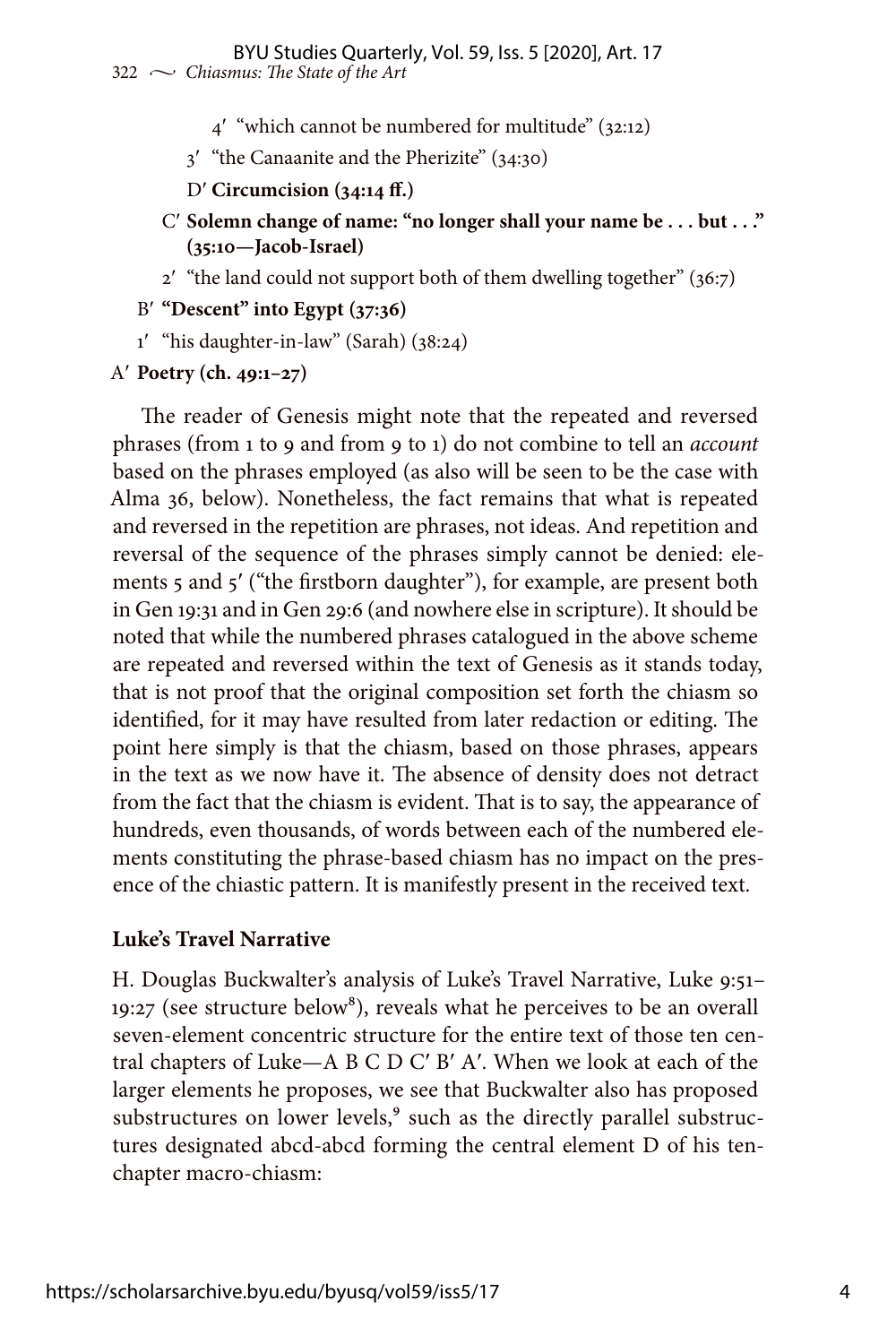4′ "which cannot be numbered for multitude" (32:12)

3′ "the Canaanite and the Pherizite" (34:30)

D′ **Circumcision (34:14 ff.)**

C′ **Solemn change of name: "no longer shall your name be . . . but . . ." (35:10—Jacob-Israel)**

2′ "the land could not support both of them dwelling together" (36:7)

B′ **"Descent" into Egypt (37:36)**

1′ "his daughter-in-law" (Sarah) (38:24)

A′ **Poetry (ch. 49:1–27)**

The reader of Genesis might note that the repeated and reversed phrases (from 1 to 9 and from 9 to 1) do not combine to tell an *account* based on the phrases employed (as also will be seen to be the case with Alma 36, below). Nonetheless, the fact remains that what is repeated and reversed in the repetition are phrases, not ideas. And repetition and reversal of the sequence of the phrases simply cannot be denied: elements 5 and 5′ ("the firstborn daughter"), for example, are present both in Gen 19:31 and in Gen 29:6 (and nowhere else in scripture). It should be noted that while the numbered phrases catalogued in the above scheme are repeated and reversed within the text of Genesis as it stands today, that is not proof that the original composition set forth the chiasm so identified, for it may have resulted from later redaction or editing. The point here simply is that the chiasm, based on those phrases, appears in the text as we now have it. The absence of density does not detract from the fact that the chiasm is evident. That is to say, the appearance of hundreds, even thousands, of words between each of the numbered elements constituting the phrase-based chiasm has no impact on the presence of the chiastic pattern. It is manifestly present in the received text.

### Luke's Travel Narrative

H. Douglas Buckwalter's analysis of Luke's Travel Narrative, Luke 9:51–19:27 (see structure below[8]), reveals what he perceives to be an overall seven-element concentric structure for the entire text of those ten central chapters of Luke—A B C D C′ B′ A′. When we look at each of the larger elements he proposes, we see that Buckwalter also has proposed substructures on lower levels,[9] such as the directly parallel substructures designated abcd-abcd forming the central element D of his ten-chapter macro-chiasm: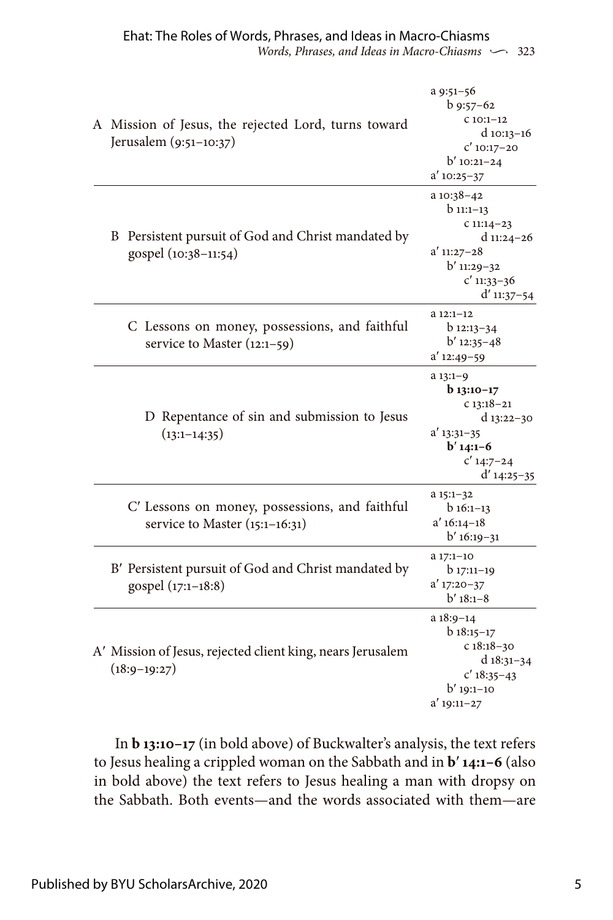| | |
|---|---|
| A Mission of Jesus, the rejected Lord, turns toward Jerusalem (9:51–10:37) | a 9:51–56<br>b 9:57–62<br>c 10:1–12<br>d 10:13–16<br>c′ 10:17–20<br>b′ 10:21–24<br>a′ 10:25–37 |
| B Persistent pursuit of God and Christ mandated by gospel (10:38–11:54) | a 10:38–42<br>b 11:1–13<br>c 11:14–23<br>d 11:24–26<br>a′ 11:27–28<br>b′ 11:29–32<br>c′ 11:33–36<br>d′ 11:37–54 |
| C Lessons on money, possessions, and faithful service to Master (12:1–59) | a 12:1–12<br>b 12:13–34<br>b′ 12:35–48<br>a′ 12:49–59 |
| D Repentance of sin and submission to Jesus (13:1–14:35) | a 13:1–9<br>**b 13:10–17**<br>c 13:18–21<br>d 13:22–30<br>a′ 13:31–35<br>**b′ 14:1–6**<br>c′ 14:7–24<br>d′ 14:25–35 |
| C′ Lessons on money, possessions, and faithful service to Master (15:1–16:31) | a 15:1–32<br>b 16:1–13<br>a′ 16:14–18<br>b′ 16:19–31 |
| B′ Persistent pursuit of God and Christ mandated by gospel (17:1–18:8) | a 17:1–10<br>b 17:11–19<br>a′ 17:20–37<br>b′ 18:1–8 |
| A′ Mission of Jesus, rejected client king, nears Jerusalem (18:9–19:27) | a 18:9–14<br>b 18:15–17<br>c 18:18–30<br>d 18:31–34<br>c′ 18:35–43<br>b′ 19:1–10<br>a′ 19:11–27 |

In **b 13:10–17** (in bold above) of Buckwalter's analysis, the text refers to Jesus healing a crippled woman on the Sabbath and in **b′ 14:1–6** (also in bold above) the text refers to Jesus healing a man with dropsy on the Sabbath. Both events—and the words associated with them—are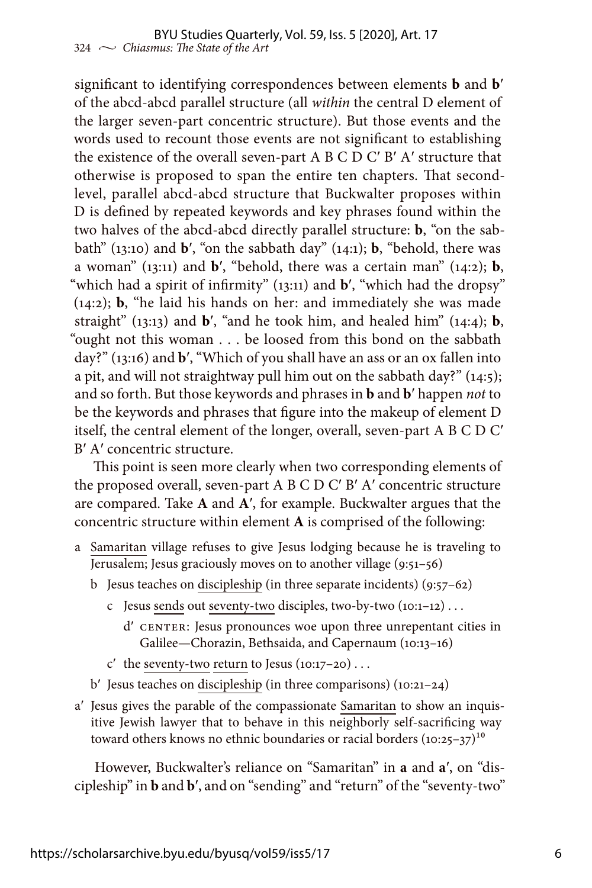significant to identifying correspondences between elements **b** and **b′** of the abcd-abcd parallel structure (all *within* the central D element of the larger seven-part concentric structure). But those events and the words used to recount those events are not significant to establishing the existence of the overall seven-part A B C D C′ B′ A′ structure that otherwise is proposed to span the entire ten chapters. That second-level, parallel abcd-abcd structure that Buckwalter proposes within D is defined by repeated keywords and key phrases found within the two halves of the abcd-abcd directly parallel structure: **b**, "on the sabbath" (13:10) and **b′**, "on the sabbath day" (14:1); **b**, "behold, there was a woman" (13:11) and **b′**, "behold, there was a certain man" (14:2); **b**, "which had a spirit of infirmity" (13:11) and **b′**, "which had the dropsy" (14:2); **b**, "he laid his hands on her: and immediately she was made straight" (13:13) and **b′**, "and he took him, and healed him" (14:4); **b**, "ought not this woman . . . be loosed from this bond on the sabbath day?" (13:16) and **b′**, "Which of you shall have an ass or an ox fallen into a pit, and will not straightway pull him out on the sabbath day?" (14:5); and so forth. But those keywords and phrases in **b** and **b′** happen *not* to be the keywords and phrases that figure into the makeup of element D itself, the central element of the longer, overall, seven-part A B C D C′ B′ A′ concentric structure.

This point is seen more clearly when two corresponding elements of the proposed overall, seven-part A B C D C′ B′ A′ concentric structure are compared. Take **A** and **A′**, for example. Buckwalter argues that the concentric structure within element **A** is comprised of the following:

- a <u>Samaritan</u> village refuses to give Jesus lodging because he is traveling to <u>Jerusalem</u>; Jesus graciously moves on to another village (9:51–56)
  - b Jesus teaches on <u>discipleship</u> (in three separate incidents) (9:57–62)
    - c Jesus <u>sends</u> out <u>seventy-two</u> disciples, two-by-two (10:1–12) . . .
      - d′ CENTER: Jesus pronounces woe upon three unrepentant cities in Galilee—Chorazin, Bethsaida, and Capernaum (10:13–16)
    - c′ the <u>seventy-two</u> <u>return</u> to Jesus (10:17–20) . . .
  - b′ Jesus teaches on <u>discipleship</u> (in three comparisons) (10:21–24)
- a′ Jesus gives the parable of the compassionate <u>Samaritan</u> to show an inquisitive Jewish lawyer that to behave in this neighborly self-sacrificing way toward others knows no ethnic boundaries or racial borders (10:25–37)[10]

However, Buckwalter's reliance on "Samaritan" in **a** and **a′**, on "discipleship" in **b** and **b′**, and on "sending" and "return" of the "seventy-two"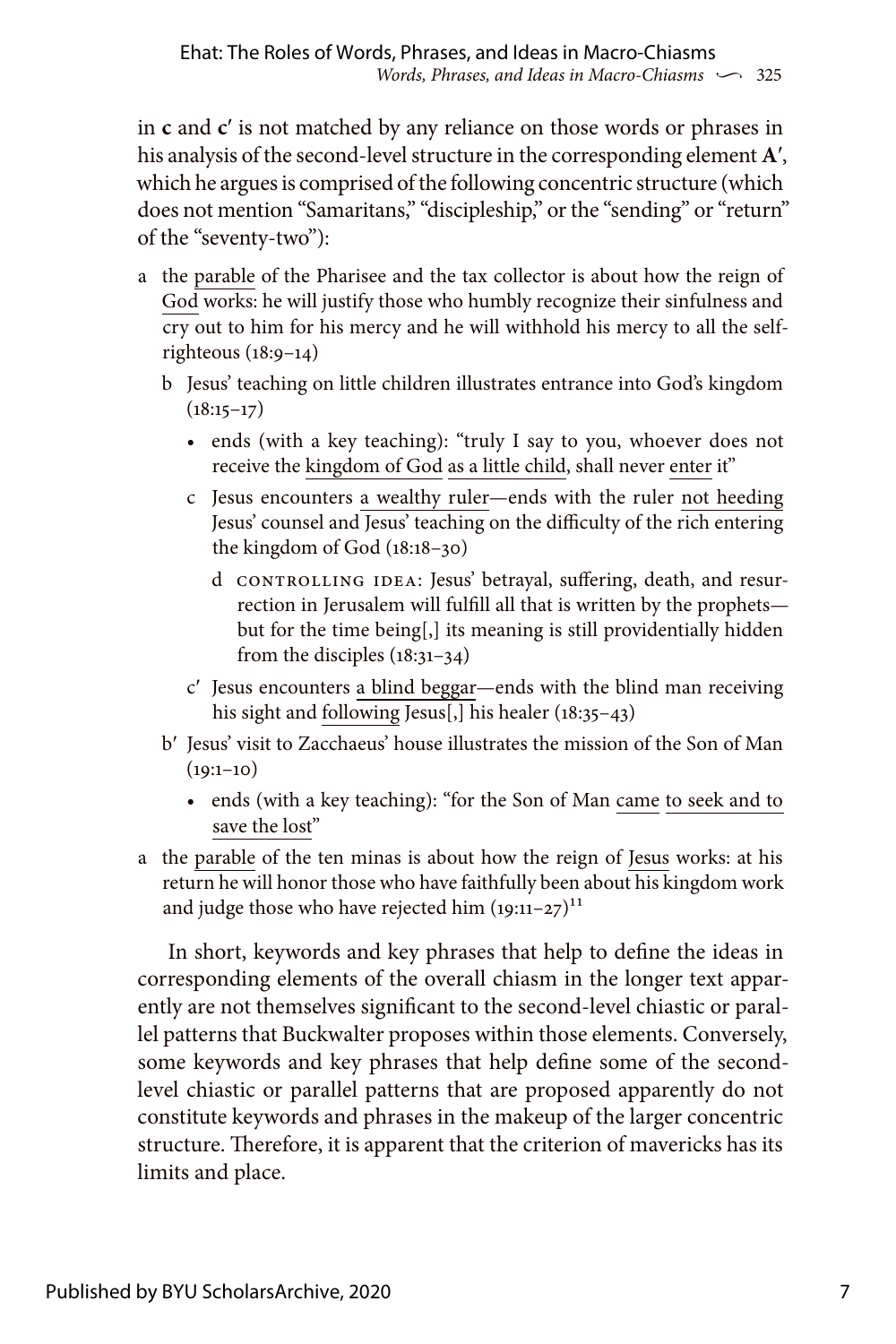in **c** and **c′** is not matched by any reliance on those words or phrases in his analysis of the second-level structure in the corresponding element **A′**, which he argues is comprised of the following concentric structure (which does not mention "Samaritans," "discipleship," or the "sending" or "return" of the "seventy-two"):

- a the <u>parable</u> of the Pharisee and the tax collector is about how the reign of <u>God</u> works: he will justify those who humbly recognize their sinfulness and cry out to him for his mercy and he will withhold his mercy to all the self-righteous (18:9–14)
  - b Jesus' teaching on little children illustrates entrance into God's kingdom (18:15–17)
    - • ends (with a key teaching): "truly I say to you, whoever does not receive the <u>kingdom of God</u> <u>as a little child</u>, shall never <u>enter</u> it"
    - c Jesus encounters <u>a wealthy ruler</u>—ends with the ruler <u>not heeding</u> Jesus' counsel and Jesus' teaching on the difficulty of the rich entering the kingdom of God (18:18–30)
      - d CONTROLLING IDEA: Jesus' betrayal, suffering, death, and resurrection in Jerusalem will fulfill all that is written by the prophets—but for the time being[,] its meaning is still providentially hidden from the disciples (18:31–34)
    - c′ Jesus encounters <u>a blind beggar</u>—ends with the blind man receiving his sight and <u>following</u> Jesus[,] his healer (18:35–43)
  - b′ Jesus' visit to Zacchaeus' house illustrates the mission of the Son of Man (19:1–10)
    - • ends (with a key teaching): "for the Son of Man <u>came</u> <u>to seek and to save the lost</u>"
- a the <u>parable</u> of the ten minas is about how the reign of <u>Jesus</u> works: at his return he will honor those who have faithfully been about his kingdom work and judge those who have rejected him (19:11–27)[11]

In short, keywords and key phrases that help to define the ideas in corresponding elements of the overall chiasm in the longer text apparently are not themselves significant to the second-level chiastic or parallel patterns that Buckwalter proposes within those elements. Conversely, some keywords and key phrases that help define some of the second-level chiastic or parallel patterns that are proposed apparently do not constitute keywords and phrases in the makeup of the larger concentric structure. Therefore, it is apparent that the criterion of mavericks has its limits and place.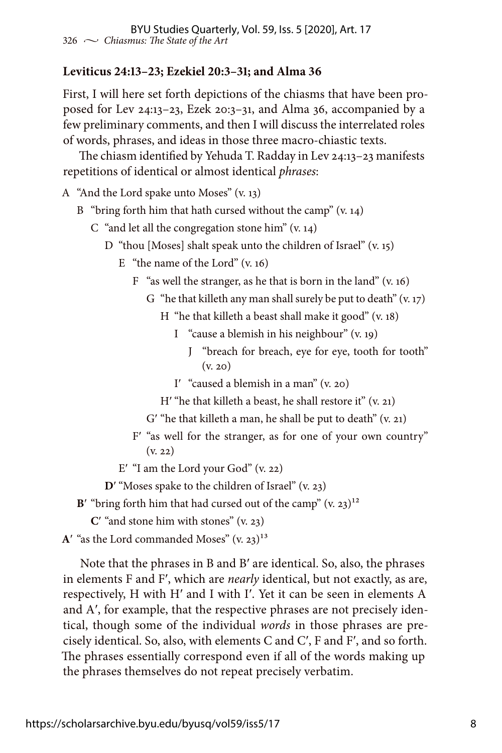**Leviticus 24:13–23; Ezekiel 20:3–31; and Alma 36**

First, I will here set forth depictions of the chiasms that have been proposed for Lev 24:13–23, Ezek 20:3–31, and Alma 36, accompanied by a few preliminary comments, and then I will discuss the interrelated roles of words, phrases, and ideas in those three macro-chiastic texts.

The chiasm identified by Yehuda T. Radday in Lev 24:13–23 manifests repetitions of identical or almost identical *phrases*:

- A "And the Lord spake unto Moses" (v. 13)
  - B "bring forth him that hath cursed without the camp" (v. 14)
    - C "and let all the congregation stone him" (v. 14)
      - D "thou [Moses] shalt speak unto the children of Israel" (v. 15)
        - E "the name of the Lord" (v. 16)
          - F "as well the stranger, as he that is born in the land" (v. 16)
            - G "he that killeth any man shall surely be put to death" (v. 17)
              - H "he that killeth a beast shall make it good" (v. 18)
                - I "cause a blemish in his neighbour" (v. 19)
                  - J "breach for breach, eye for eye, tooth for tooth" (v. 20)
                - I′ "caused a blemish in a man" (v. 20)
              - H′ "he that killeth a beast, he shall restore it" (v. 21)
            - G′ "he that killeth a man, he shall be put to death" (v. 21)
          - F′ "as well for the stranger, as for one of your own country" (v. 22)
        - E′ "I am the Lord your God" (v. 22)
      - **D′** "Moses spake to the children of Israel" (v. 23)
  - **B′** "bring forth him that had cursed out of the camp" (v. 23)[12]
    - **C′** "and stone him with stones" (v. 23)
- **A′** "as the Lord commanded Moses" (v. 23)[13]

Note that the phrases in B and B′ are identical. So, also, the phrases in elements F and F′, which are *nearly* identical, but not exactly, as are, respectively, H with H′ and I with I′. Yet it can be seen in elements A and A′, for example, that the respective phrases are not precisely identical, though some of the individual *words* in those phrases are precisely identical. So, also, with elements C and C′, F and F′, and so forth. The phrases essentially correspond even if all of the words making up the phrases themselves do not repeat precisely verbatim.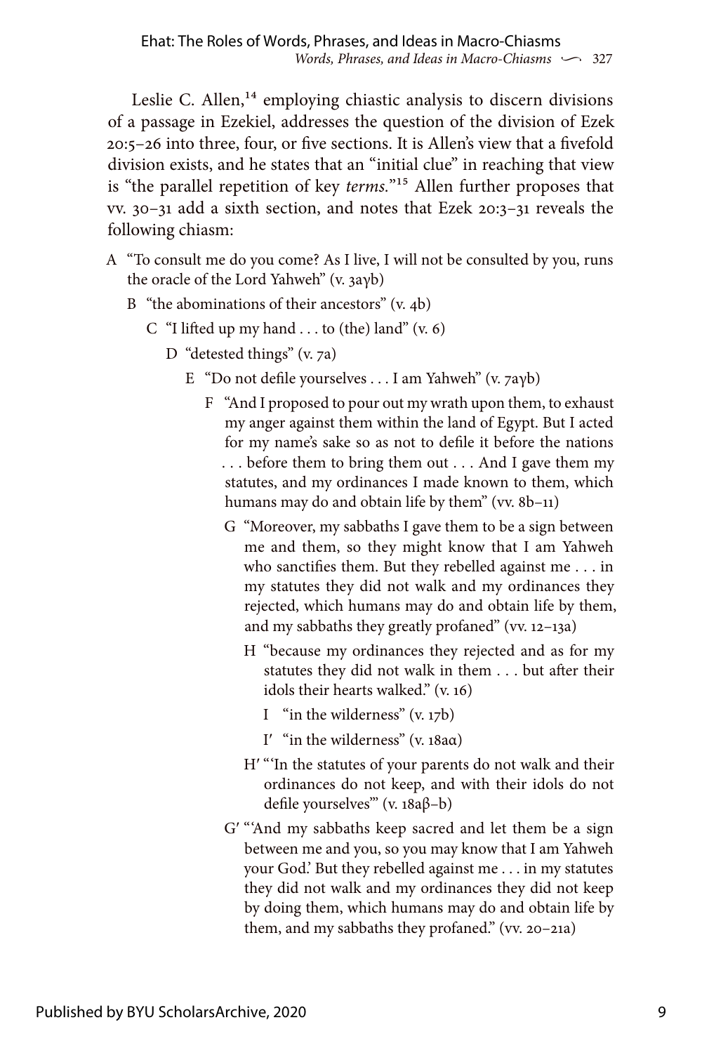Leslie C. Allen,[14] employing chiastic analysis to discern divisions of a passage in Ezekiel, addresses the question of the division of Ezek 20:5–26 into three, four, or five sections. It is Allen's view that a fivefold division exists, and he states that an "initial clue" in reaching that view is "the parallel repetition of key *terms*."[15] Allen further proposes that vv. 30–31 add a sixth section, and notes that Ezek 20:3–31 reveals the following chiasm:

- A "To consult me do you come? As I live, I will not be consulted by you, runs the oracle of the Lord Yahweh" (v. 3aγb)
  - B "the abominations of their ancestors" (v. 4b)
    - C "I lifted up my hand . . . to (the) land" (v. 6)
      - D "detested things" (v. 7a)
        - E "Do not defile yourselves . . . I am Yahweh" (v. 7aγb)
          - F "And I proposed to pour out my wrath upon them, to exhaust my anger against them within the land of Egypt. But I acted for my name's sake so as not to defile it before the nations . . . before them to bring them out . . . And I gave them my statutes, and my ordinances I made known to them, which humans may do and obtain life by them" (vv. 8b–11)
            - G "Moreover, my sabbaths I gave them to be a sign between me and them, so they might know that I am Yahweh who sanctifies them. But they rebelled against me . . . in my statutes they did not walk and my ordinances they rejected, which humans may do and obtain life by them, and my sabbaths they greatly profaned" (vv. 12–13a)
              - H "because my ordinances they rejected and as for my statutes they did not walk in them . . . but after their idols their hearts walked." (v. 16)
                - I "in the wilderness" (v. 17b)
                - I′ "in the wilderness" (v. 18aα)
              - H′ "'In the statutes of your parents do not walk and their ordinances do not keep, and with their idols do not defile yourselves'" (v. 18aβ–b)
            - G′ "'And my sabbaths keep sacred and let them be a sign between me and you, so you may know that I am Yahweh your God.' But they rebelled against me . . . in my statutes they did not walk and my ordinances they did not keep by doing them, which humans may do and obtain life by them, and my sabbaths they profaned." (vv. 20–21a)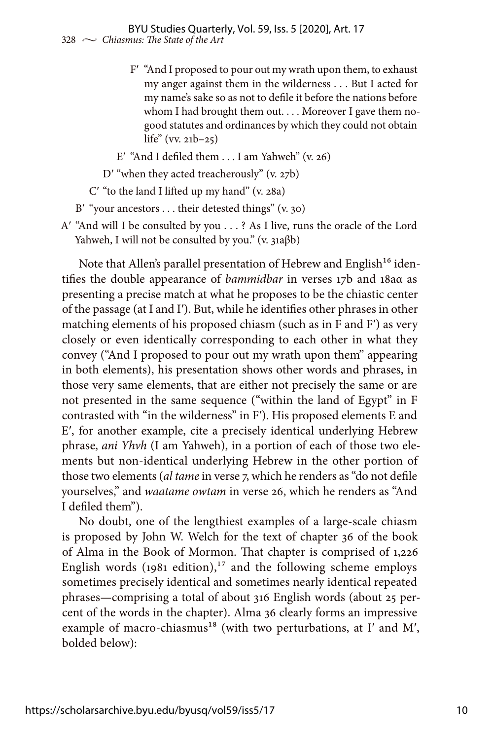F′ "And I proposed to pour out my wrath upon them, to exhaust my anger against them in the wilderness . . . But I acted for my name's sake so as not to defile it before the nations before whom I had brought them out. . . . Moreover I gave them no-good statutes and ordinances by which they could not obtain life" (vv. 21b–25)

E′ "And I defiled them . . . I am Yahweh" (v. 26)

D′ "when they acted treacherously" (v. 27b)

C′ "to the land I lifted up my hand" (v. 28a)

B′ "your ancestors . . . their detested things" (v. 30)

A′ "And will I be consulted by you . . . ? As I live, runs the oracle of the Lord Yahweh, I will not be consulted by you." (v. 31aβb)

Note that Allen's parallel presentation of Hebrew and English[16] identifies the double appearance of *bammidbar* in verses 17b and 18aα as presenting a precise match at what he proposes to be the chiastic center of the passage (at I and I′). But, while he identifies other phrases in other matching elements of his proposed chiasm (such as in F and F′) as very closely or even identically corresponding to each other in what they convey ("And I proposed to pour out my wrath upon them" appearing in both elements), his presentation shows other words and phrases, in those very same elements, that are either not precisely the same or are not presented in the same sequence ("within the land of Egypt" in F contrasted with "in the wilderness" in F′). His proposed elements E and E′, for another example, cite a precisely identical underlying Hebrew phrase, *ani Yhvh* (I am Yahweh), in a portion of each of those two elements but non-identical underlying Hebrew in the other portion of those two elements (*al tame* in verse 7, which he renders as "do not defile yourselves," and *waatame owtam* in verse 26, which he renders as "And I defiled them").

No doubt, one of the lengthiest examples of a large-scale chiasm is proposed by John W. Welch for the text of chapter 36 of the book of Alma in the Book of Mormon. That chapter is comprised of 1,226 English words (1981 edition),[17] and the following scheme employs sometimes precisely identical and sometimes nearly identical repeated phrases—comprising a total of about 316 English words (about 25 percent of the words in the chapter). Alma 36 clearly forms an impressive example of macro-chiasmus[18] (with two perturbations, at I′ and M′, bolded below):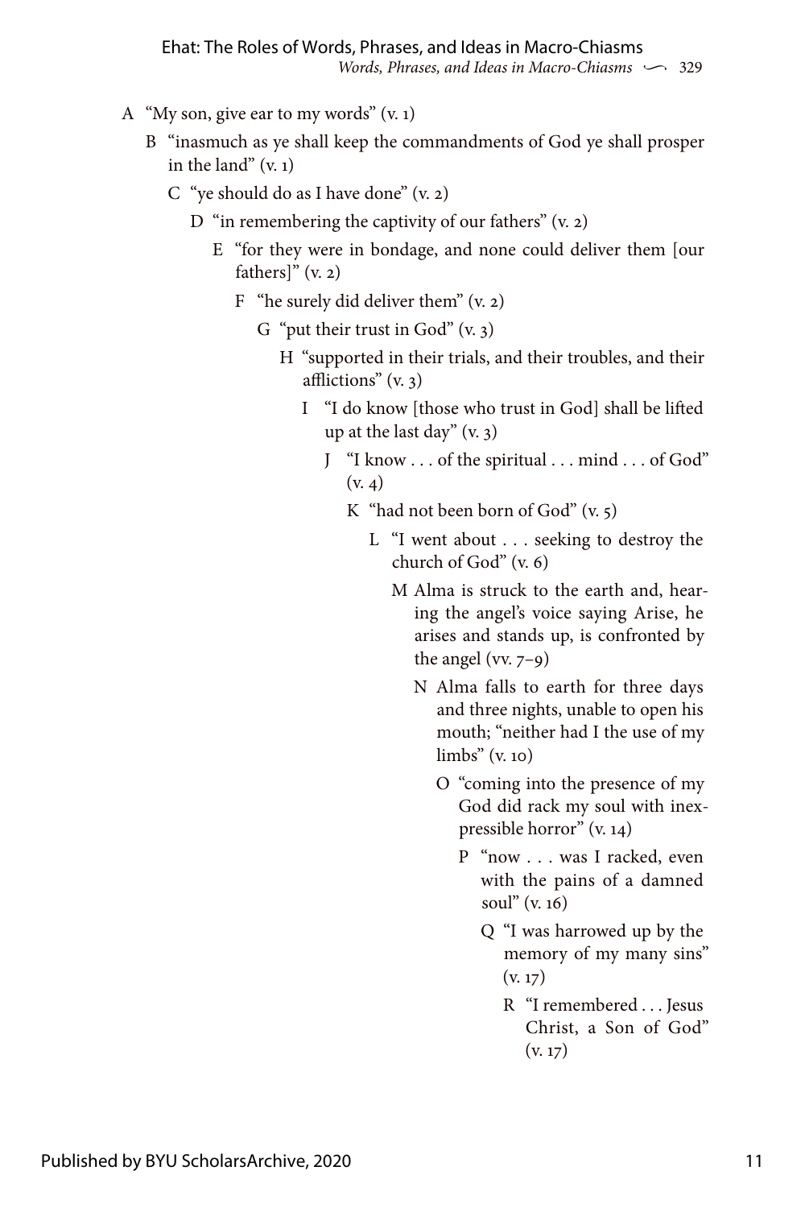- A “My son, give ear to my words” (v. 1)
  - B “inasmuch as ye shall keep the commandments of God ye shall prosper in the land” (v. 1)
    - C “ye should do as I have done” (v. 2)
      - D “in remembering the captivity of our fathers” (v. 2)
        - E “for they were in bondage, and none could deliver them [our fathers]” (v. 2)
          - F “he surely did deliver them” (v. 2)
            - G “put their trust in God” (v. 3)
              - H “supported in their trials, and their troubles, and their afflictions” (v. 3)
                - I “I do know [those who trust in God] shall be lifted up at the last day” (v. 3)
                  - J “I know . . . of the spiritual . . . mind . . . of God” (v. 4)
                    - K “had not been born of God” (v. 5)
                      - L “I went about . . . seeking to destroy the church of God” (v. 6)
                        - M Alma is struck to the earth and, hearing the angel’s voice saying Arise, he arises and stands up, is confronted by the angel (vv. 7–9)
                          - N Alma falls to earth for three days and three nights, unable to open his mouth; “neither had I the use of my limbs” (v. 10)
                            - O “coming into the presence of my God did rack my soul with inexpressible horror” (v. 14)
                              - P “now . . . was I racked, even with the pains of a damned soul” (v. 16)
                                - Q “I was harrowed up by the memory of my many sins” (v. 17)
                                  - R “I remembered . . . Jesus Christ, a Son of God” (v. 17)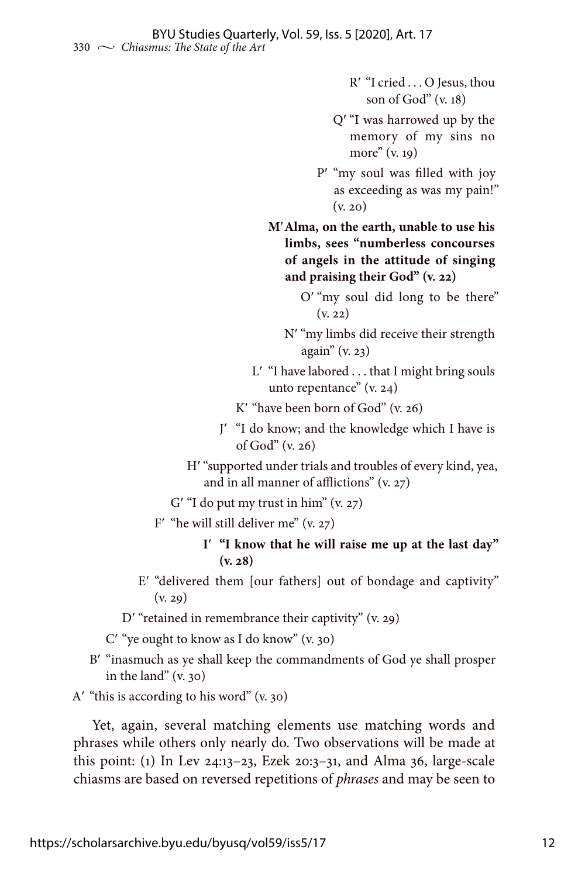R′ "I cried . . . O Jesus, thou son of God" (v. 18)

Q′ "I was harrowed up by the memory of my sins no more" (v. 19)

P′ "my soul was filled with joy as exceeding as was my pain!" (v. 20)

**M′ Alma, on the earth, unable to use his limbs, sees "numberless concourses of angels in the attitude of singing and praising their God" (v. 22)**

O′ "my soul did long to be there" (v. 22)

N′ "my limbs did receive their strength again" (v. 23)

L′ "I have labored . . . that I might bring souls unto repentance" (v. 24)

K′ "have been born of God" (v. 26)

J′ "I do know; and the knowledge which I have is of God" (v. 26)

H′ "supported under trials and troubles of every kind, yea, and in all manner of afflictions" (v. 27)

G′ "I do put my trust in him" (v. 27)

F′ "he will still deliver me" (v. 27)

**I′ "I know that he will raise me up at the last day" (v. 28)**

E′ "delivered them [our fathers] out of bondage and captivity" (v. 29)

D′ "retained in remembrance their captivity" (v. 29)

C′ "ye ought to know as I do know" (v. 30)

B′ "inasmuch as ye shall keep the commandments of God ye shall prosper in the land" (v. 30)

A′ "this is according to his word" (v. 30)

Yet, again, several matching elements use matching words and phrases while others only nearly do. Two observations will be made at this point: (1) In Lev 24:13–23, Ezek 20:3–31, and Alma 36, large-scale chiasms are based on reversed repetitions of *phrases* and may be seen to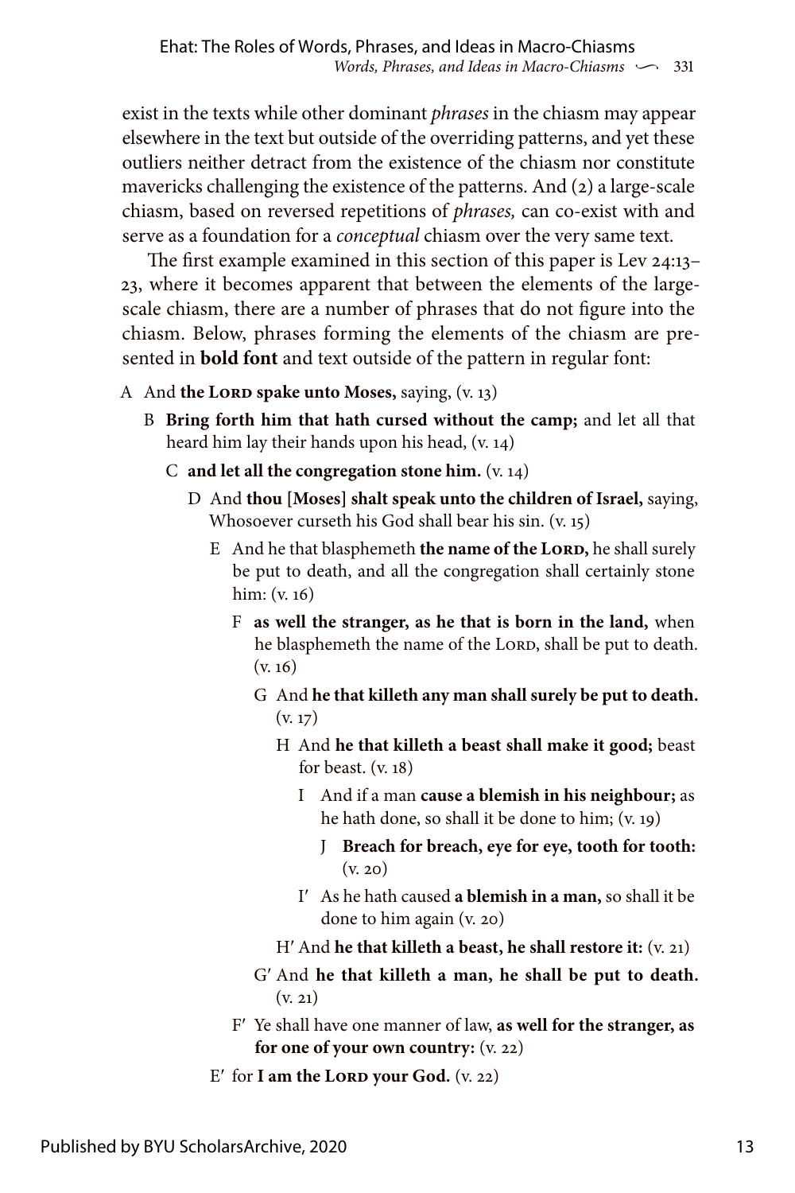exist in the texts while other dominant *phrases* in the chiasm may appear elsewhere in the text but outside of the overriding patterns, and yet these outliers neither detract from the existence of the chiasm nor constitute mavericks challenging the existence of the patterns. And (2) a large-scale chiasm, based on reversed repetitions of *phrases,* can co-exist with and serve as a foundation for a *conceptual* chiasm over the very same text.

The first example examined in this section of this paper is Lev 24:13–23, where it becomes apparent that between the elements of the large-scale chiasm, there are a number of phrases that do not figure into the chiasm. Below, phrases forming the elements of the chiasm are presented in **bold font** and text outside of the pattern in regular font:

- A And **the Lord spake unto Moses,** saying, (v. 13)
  - B **Bring forth him that hath cursed without the camp;** and let all that heard him lay their hands upon his head, (v. 14)
    - C **and let all the congregation stone him.** (v. 14)
      - D And **thou [Moses] shalt speak unto the children of Israel,** saying, Whosoever curseth his God shall bear his sin. (v. 15)
        - E And he that blasphemeth **the name of the Lord,** he shall surely be put to death, and all the congregation shall certainly stone him: (v. 16)
          - F **as well the stranger, as he that is born in the land,** when he blasphemeth the name of the Lord, shall be put to death. (v. 16)
            - G And **he that killeth any man shall surely be put to death.** (v. 17)
              - H And **he that killeth a beast shall make it good;** beast for beast. (v. 18)
                - I And if a man **cause a blemish in his neighbour;** as he hath done, so shall it be done to him; (v. 19)
                  - J **Breach for breach, eye for eye, tooth for tooth:** (v. 20)
                - I′ As he hath caused **a blemish in a man,** so shall it be done to him again (v. 20)
              - H′ And **he that killeth a beast, he shall restore it:** (v. 21)
            - G′ And **he that killeth a man, he shall be put to death.** (v. 21)
          - F′ Ye shall have one manner of law, **as well for the stranger, as for one of your own country:** (v. 22)
        - E′ for **I am the Lord your God.** (v. 22)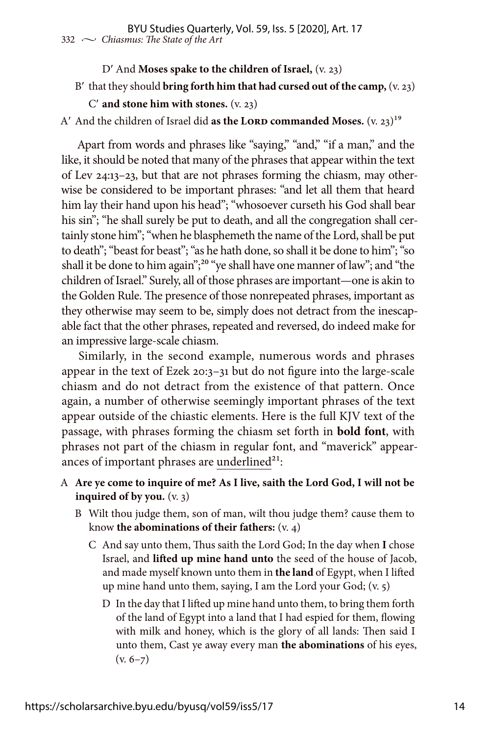D′ And **Moses spake to the children of Israel,** (v. 23)

B′ that they should **bring forth him that had cursed out of the camp,** (v. 23)

C′ **and stone him with stones.** (v. 23)

A′ And the children of Israel did **as the LORD commanded Moses.** (v. 23)[19]

Apart from words and phrases like "saying," "and," "if a man," and the like, it should be noted that many of the phrases that appear within the text of Lev 24:13–23, but that are not phrases forming the chiasm, may otherwise be considered to be important phrases: "and let all them that heard him lay their hand upon his head"; "whosoever curseth his God shall bear his sin"; "he shall surely be put to death, and all the congregation shall certainly stone him"; "when he blasphemeth the name of the Lord, shall be put to death"; "beast for beast"; "as he hath done, so shall it be done to him"; "so shall it be done to him again";[20] "ye shall have one manner of law"; and "the children of Israel." Surely, all of those phrases are important—one is akin to the Golden Rule. The presence of those nonrepeated phrases, important as they otherwise may seem to be, simply does not detract from the inescapable fact that the other phrases, repeated and reversed, do indeed make for an impressive large-scale chiasm.

Similarly, in the second example, numerous words and phrases appear in the text of Ezek 20:3–31 but do not figure into the large-scale chiasm and do not detract from the existence of that pattern. Once again, a number of otherwise seemingly important phrases of the text appear outside of the chiastic elements. Here is the full KJV text of the passage, with phrases forming the chiasm set forth in **bold font**, with phrases not part of the chiasm in regular font, and "maverick" appearances of important phrases are <u>underlined</u>[21]:

A **Are ye come to inquire of me? As I live, saith the Lord God, I will not be inquired of by you.** (v. 3)

B Wilt thou judge them, son of man, wilt thou judge them? cause them to know **the abominations of their fathers:** (v. 4)

C And say unto them, Thus saith the Lord God; In the day when **I** chose Israel, and **lifted up mine hand unto** the seed of the house of Jacob, and made myself known unto them in **the land** of Egypt, when I lifted up mine hand unto them, saying, I am the Lord your God; (v. 5)

D In the day that I lifted up mine hand unto them, to bring them forth of the land of Egypt into a land that I had espied for them, flowing with milk and honey, which is the glory of all lands: Then said I unto them, Cast ye away every man **the abominations** of his eyes, (v. 6–7)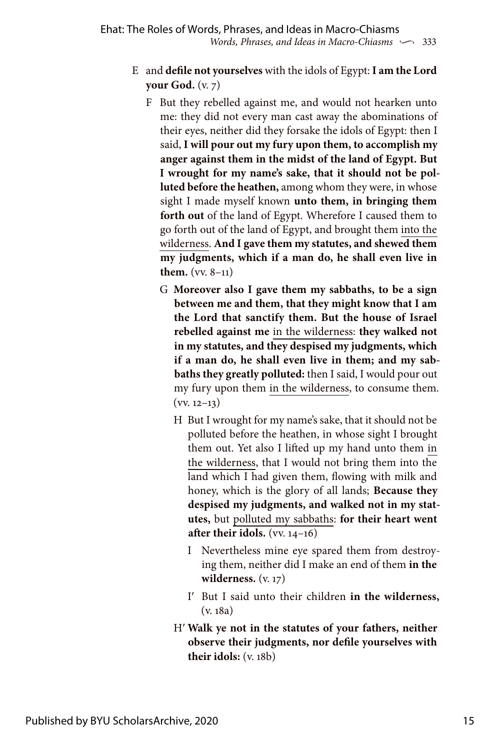E and **defile not yourselves** with the idols of Egypt: **I am the Lord your God.** (v. 7)

F But they rebelled against me, and would not hearken unto me: they did not every man cast away the abominations of their eyes, neither did they forsake the idols of Egypt: then I said, **I will pour out my fury upon them, to accomplish my anger against them in the midst of the land of Egypt. But I wrought for my name's sake, that it should not be polluted before the heathen,** among whom they were, in whose sight I made myself known **unto them, in bringing them forth out** of the land of Egypt. Wherefore I caused them to go forth out of the land of Egypt, and brought them <u>into the wilderness</u>. **And I gave them my statutes, and shewed them my judgments, which if a man do, he shall even live in them.** (vv. 8–11)

G **Moreover also I gave them my sabbaths, to be a sign between me and them, that they might know that I am the Lord that sanctify them. But the house of Israel rebelled against me** <u>in the wilderness</u>: **they walked not in my statutes, and they despised my judgments, which if a man do, he shall even live in them; and my sabbaths they greatly polluted:** then I said, I would pour out my fury upon them <u>in the wilderness</u>, to consume them. (vv. 12–13)

H But I wrought for my name's sake, that it should not be polluted before the heathen, in whose sight I brought them out. Yet also I lifted up my hand unto them <u>in the wilderness</u>, that I would not bring them into the land which I had given them, flowing with milk and honey, which is the glory of all lands; **Because they despised my judgments, and walked not in my statutes,** but <u>polluted my sabbaths</u>: **for their heart went after their idols.** (vv. 14–16)

I Nevertheless mine eye spared them from destroying them, neither did I make an end of them **in the wilderness.** (v. 17)

I′ But I said unto their children **in the wilderness,** (v. 18a)

H′ **Walk ye not in the statutes of your fathers, neither observe their judgments, nor defile yourselves with their idols:** (v. 18b)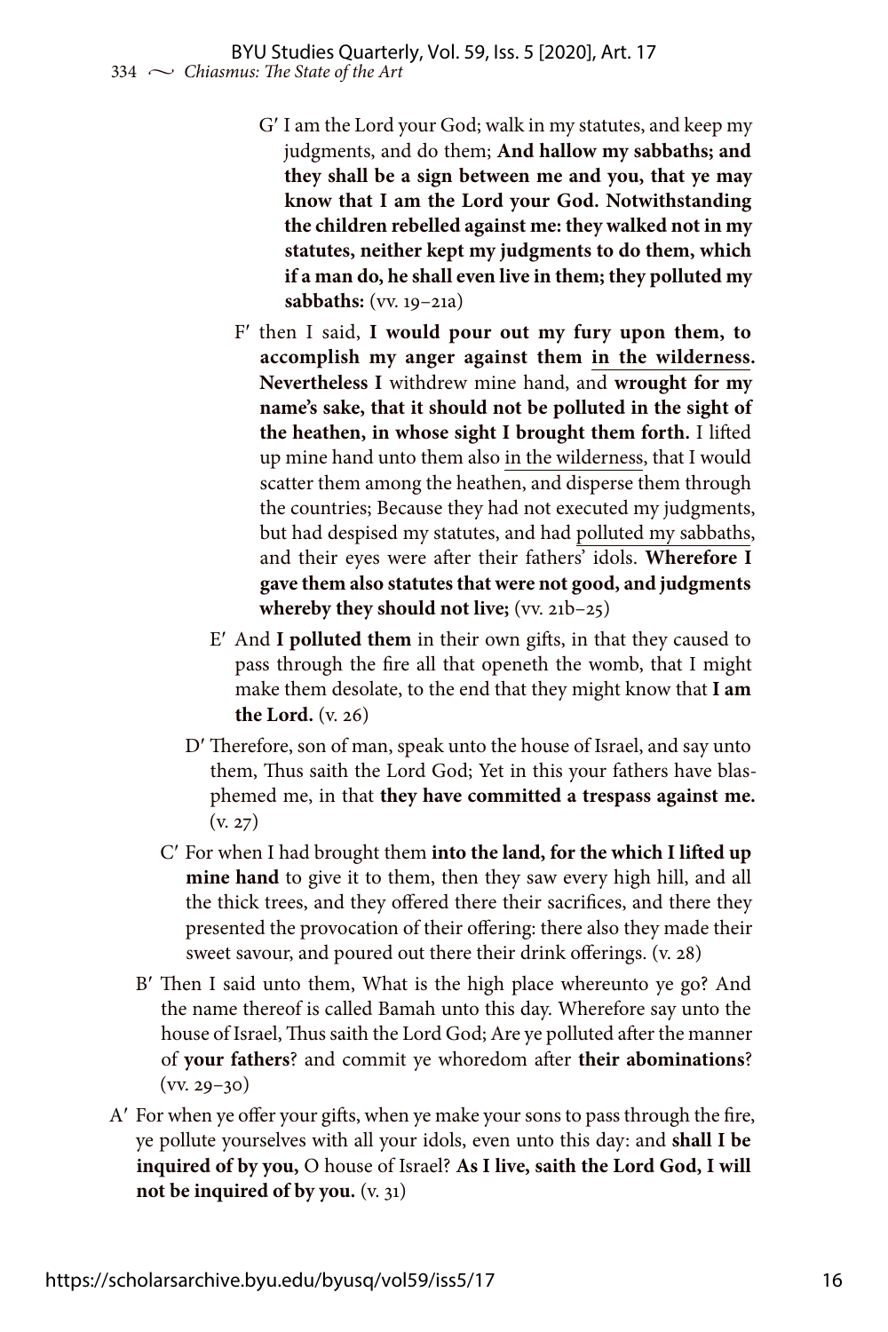G′ I am the Lord your God; walk in my statutes, and keep my judgments, and do them; **And hallow my sabbaths; and they shall be a sign between me and you, that ye may know that I am the Lord your God. Notwithstanding the children rebelled against me: they walked not in my statutes, neither kept my judgments to do them, which if a man do, he shall even live in them; they polluted my sabbaths:** (vv. 19–21a)

F′ then I said, **I would pour out my fury upon them, to accomplish my anger against them** <u>**in the wilderness**</u>**. Nevertheless I** withdrew mine hand, and **wrought for my name's sake, that it should not be polluted in the sight of the heathen, in whose sight I brought them forth.** I lifted up mine hand unto them also <u>in the wilderness</u>, that I would scatter them among the heathen, and disperse them through the countries; Because they had not executed my judgments, but had despised my statutes, and had <u>polluted my sabbaths</u>, and their eyes were after their fathers' idols. **Wherefore I gave them also statutes that were not good, and judgments whereby they should not live;** (vv. 21b–25)

E′ And **I polluted them** in their own gifts, in that they caused to pass through the fire all that openeth the womb, that I might make them desolate, to the end that they might know that **I am the Lord.** (v. 26)

D′ Therefore, son of man, speak unto the house of Israel, and say unto them, Thus saith the Lord God; Yet in this your fathers have blasphemed me, in that **they have committed a trespass against me.** (v. 27)

C′ For when I had brought them **into the land, for the which I lifted up mine hand** to give it to them, then they saw every high hill, and all the thick trees, and they offered there their sacrifices, and there they presented the provocation of their offering: there also they made their sweet savour, and poured out there their drink offerings. (v. 28)

B′ Then I said unto them, What is the high place whereunto ye go? And the name thereof is called Bamah unto this day. Wherefore say unto the house of Israel, Thus saith the Lord God; Are ye polluted after the manner of **your fathers**? and commit ye whoredom after **their abominations**? (vv. 29–30)

A′ For when ye offer your gifts, when ye make your sons to pass through the fire, ye pollute yourselves with all your idols, even unto this day: and **shall I be inquired of by you,** O house of Israel? **As I live, saith the Lord God, I will not be inquired of by you.** (v. 31)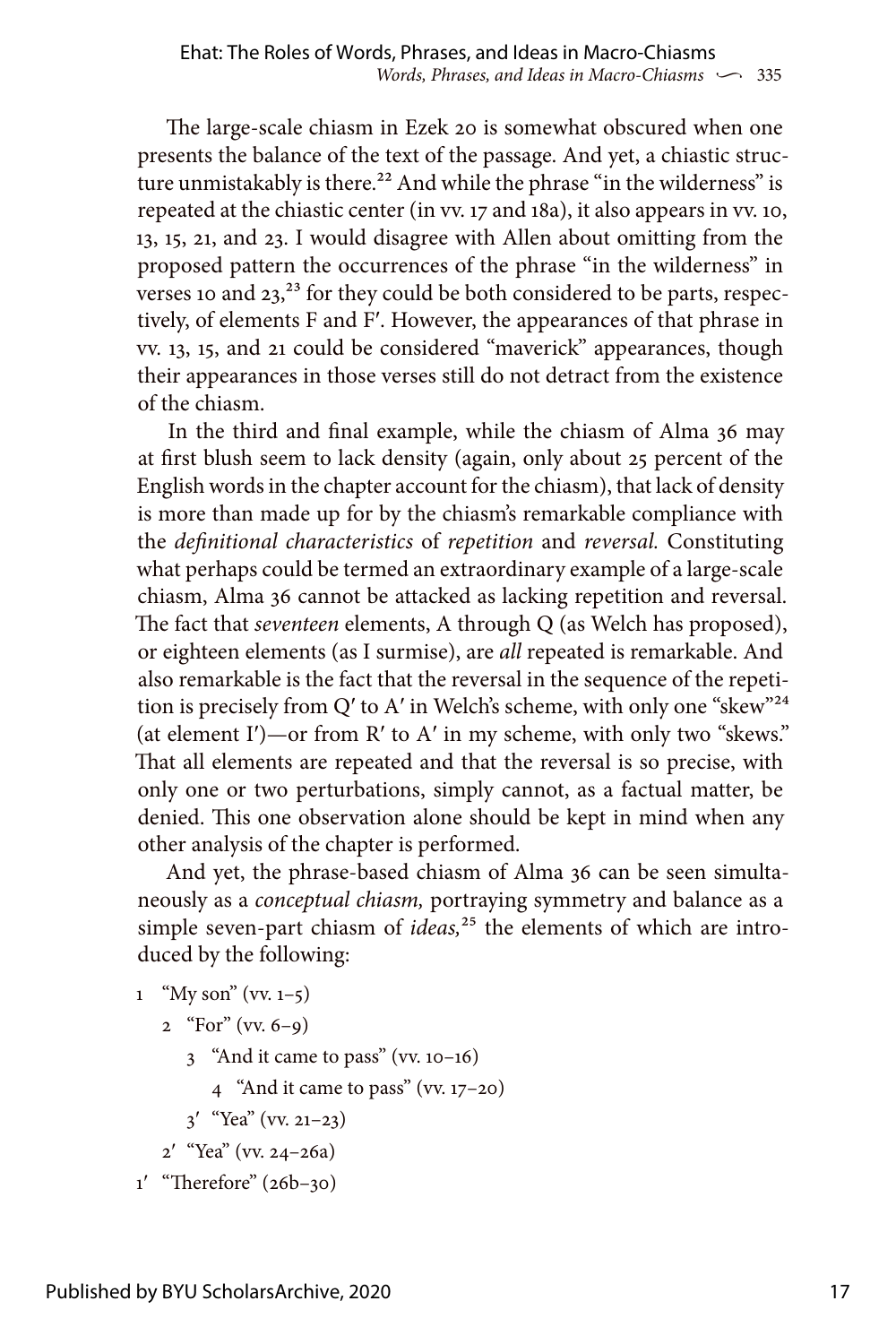The large-scale chiasm in Ezek 20 is somewhat obscured when one presents the balance of the text of the passage. And yet, a chiastic structure unmistakably is there.[22] And while the phrase "in the wilderness" is repeated at the chiastic center (in vv. 17 and 18a), it also appears in vv. 10, 13, 15, 21, and 23. I would disagree with Allen about omitting from the proposed pattern the occurrences of the phrase "in the wilderness" in verses 10 and 23,[23] for they could be both considered to be parts, respectively, of elements F and F′. However, the appearances of that phrase in vv. 13, 15, and 21 could be considered "maverick" appearances, though their appearances in those verses still do not detract from the existence of the chiasm.

In the third and final example, while the chiasm of Alma 36 may at first blush seem to lack density (again, only about 25 percent of the English words in the chapter account for the chiasm), that lack of density is more than made up for by the chiasm's remarkable compliance with the *definitional characteristics* of *repetition* and *reversal.* Constituting what perhaps could be termed an extraordinary example of a large-scale chiasm, Alma 36 cannot be attacked as lacking repetition and reversal. The fact that *seventeen* elements, A through Q (as Welch has proposed), or eighteen elements (as I surmise), are *all* repeated is remarkable. And also remarkable is the fact that the reversal in the sequence of the repetition is precisely from Q′ to A′ in Welch's scheme, with only one "skew"[24] (at element I′)—or from R′ to A′ in my scheme, with only two "skews." That all elements are repeated and that the reversal is so precise, with only one or two perturbations, simply cannot, as a factual matter, be denied. This one observation alone should be kept in mind when any other analysis of the chapter is performed.

And yet, the phrase-based chiasm of Alma 36 can be seen simultaneously as a *conceptual chiasm,* portraying symmetry and balance as a simple seven-part chiasm of *ideas,*[25] the elements of which are introduced by the following:

1 "My son" (vv. 1–5)
  2 "For" (vv. 6–9)
    3 "And it came to pass" (vv. 10–16)
      4 "And it came to pass" (vv. 17–20)
    3′ "Yea" (vv. 21–23)
  2′ "Yea" (vv. 24–26a)
1′ "Therefore" (26b–30)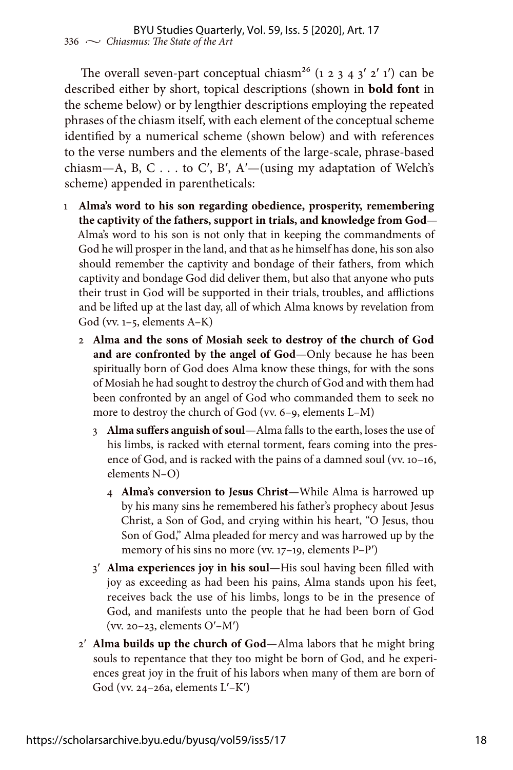The overall seven-part conceptual chiasm[26] (1 2 3 4 3′ 2′ 1′) can be described either by short, topical descriptions (shown in **bold font** in the scheme below) or by lengthier descriptions employing the repeated phrases of the chiasm itself, with each element of the conceptual scheme identified by a numerical scheme (shown below) and with references to the verse numbers and the elements of the large-scale, phrase-based chiasm—A, B, C . . . to C′, B′, A′—(using my adaptation of Welch's scheme) appended in parentheticals:

1 **Alma's word to his son regarding obedience, prosperity, remembering the captivity of the fathers, support in trials, and knowledge from God**—Alma's word to his son is not only that in keeping the commandments of God he will prosper in the land, and that as he himself has done, his son also should remember the captivity and bondage of their fathers, from which captivity and bondage God did deliver them, but also that anyone who puts their trust in God will be supported in their trials, troubles, and afflictions and be lifted up at the last day, all of which Alma knows by revelation from God (vv. 1–5, elements A–K)

  2 **Alma and the sons of Mosiah seek to destroy of the church of God and are confronted by the angel of God**—Only because he has been spiritually born of God does Alma know these things, for with the sons of Mosiah he had sought to destroy the church of God and with them had been confronted by an angel of God who commanded them to seek no more to destroy the church of God (vv. 6–9, elements L–M)

    3 **Alma suffers anguish of soul**—Alma falls to the earth, loses the use of his limbs, is racked with eternal torment, fears coming into the presence of God, and is racked with the pains of a damned soul (vv. 10–16, elements N–O)

      4 **Alma's conversion to Jesus Christ**—While Alma is harrowed up by his many sins he remembered his father's prophecy about Jesus Christ, a Son of God, and crying within his heart, "O Jesus, thou Son of God," Alma pleaded for mercy and was harrowed up by the memory of his sins no more (vv. 17–19, elements P–P′)

    3′ **Alma experiences joy in his soul**—His soul having been filled with joy as exceeding as had been his pains, Alma stands upon his feet, receives back the use of his limbs, longs to be in the presence of God, and manifests unto the people that he had been born of God (vv. 20–23, elements O′–M′)

  2′ **Alma builds up the church of God**—Alma labors that he might bring souls to repentance that they too might be born of God, and he experiences great joy in the fruit of his labors when many of them are born of God (vv. 24–26a, elements L′–K′)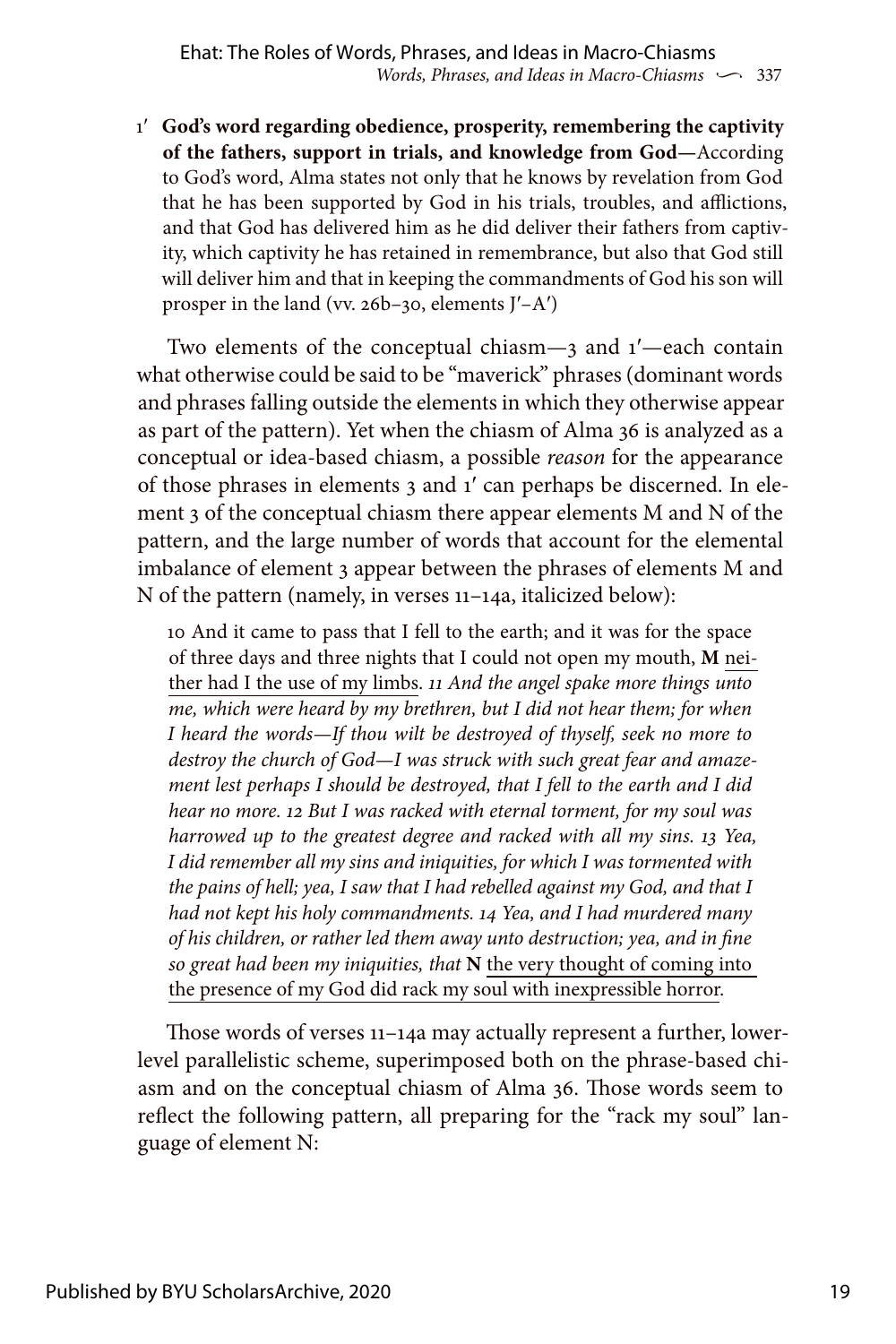1′ **God's word regarding obedience, prosperity, remembering the captivity of the fathers, support in trials, and knowledge from God—**According to God's word, Alma states not only that he knows by revelation from God that he has been supported by God in his trials, troubles, and afflictions, and that God has delivered him as he did deliver their fathers from captivity, which captivity he has retained in remembrance, but also that God still will deliver him and that in keeping the commandments of God his son will prosper in the land (vv. 26b–30, elements J′–A′)

Two elements of the conceptual chiasm—3 and 1′—each contain what otherwise could be said to be "maverick" phrases (dominant words and phrases falling outside the elements in which they otherwise appear as part of the pattern). Yet when the chiasm of Alma 36 is analyzed as a conceptual or idea-based chiasm, a possible *reason* for the appearance of those phrases in elements 3 and 1′ can perhaps be discerned. In element 3 of the conceptual chiasm there appear elements M and N of the pattern, and the large number of words that account for the elemental imbalance of element 3 appear between the phrases of elements M and N of the pattern (namely, in verses 11–14a, italicized below):

> 10 And it came to pass that I fell to the earth; and it was for the space of three days and three nights that I could not open my mouth, **M** neither had I the use of my limbs. *11 And the angel spake more things unto me, which were heard by my brethren, but I did not hear them; for when I heard the words—If thou wilt be destroyed of thyself, seek no more to destroy the church of God—I was struck with such great fear and amazement lest perhaps I should be destroyed, that I fell to the earth and I did hear no more. 12 But I was racked with eternal torment, for my soul was harrowed up to the greatest degree and racked with all my sins. 13 Yea, I did remember all my sins and iniquities, for which I was tormented with the pains of hell; yea, I saw that I had rebelled against my God, and that I had not kept his holy commandments. 14 Yea, and I had murdered many of his children, or rather led them away unto destruction; yea, and in fine so great had been my iniquities, that* **N** the very thought of coming into the presence of my God did rack my soul with inexpressible horror.

Those words of verses 11–14a may actually represent a further, lower-level parallelistic scheme, superimposed both on the phrase-based chiasm and on the conceptual chiasm of Alma 36. Those words seem to reflect the following pattern, all preparing for the "rack my soul" language of element N: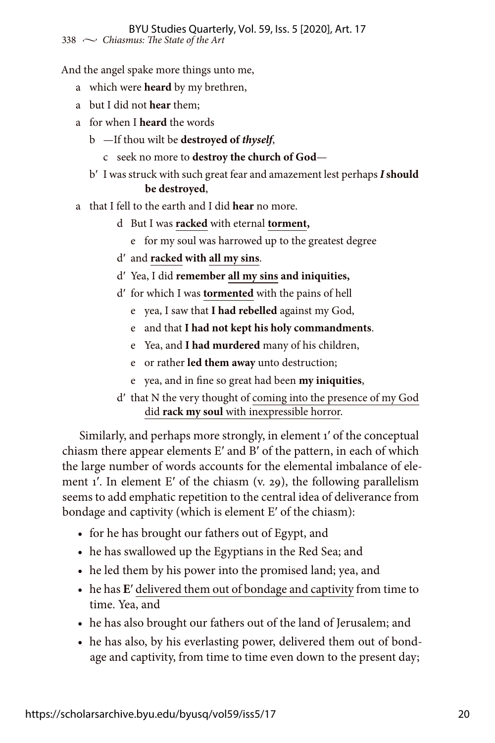And the angel spake more things unto me,

a which were **heard** by my brethren,

a but I did not **hear** them;

a for when I **heard** the words

  b —If thou wilt be **destroyed of *thyself***,

    c seek no more to **destroy the church of God**—

  b′ I was struck with such great fear and amazement lest perhaps ***I* should be destroyed**,

a that I fell to the earth and I did **hear** no more.

      d But I was <u>**racked**</u> with eternal <u>**torment,**</u>

        e for my soul was harrowed up to the greatest degree

      d′ and <u>**racked**</u> **with** <u>**all my sins**</u>.

      d′ Yea, I did **remember** <u>**all my sins**</u> **and iniquities,**

      d′ for which I was <u>**tormented**</u> with the pains of hell

        e yea, I saw that **I had rebelled** against my God,

        e and that **I had not kept his holy commandments**.

        e Yea, and **I had murdered** many of his children,

        e or rather **led them away** unto destruction;

        e yea, and in fine so great had been **my iniquities**,

      d′ that N the very thought of <u>coming into the presence of my God did **rack my soul** with inexpressible horror</u>.

Similarly, and perhaps more strongly, in element 1′ of the conceptual chiasm there appear elements E′ and B′ of the pattern, in each of which the large number of words accounts for the elemental imbalance of element 1′. In element E′ of the chiasm (v. 29), the following parallelism seems to add emphatic repetition to the central idea of deliverance from bondage and captivity (which is element E′ of the chiasm):

- for he has brought our fathers out of Egypt, and
- he has swallowed up the Egyptians in the Red Sea; and
- he led them by his power into the promised land; yea, and
- he has **E′** <u>delivered them out of bondage and captivity</u> from time to time. Yea, and
- he has also brought our fathers out of the land of Jerusalem; and
- he has also, by his everlasting power, delivered them out of bondage and captivity, from time to time even down to the present day;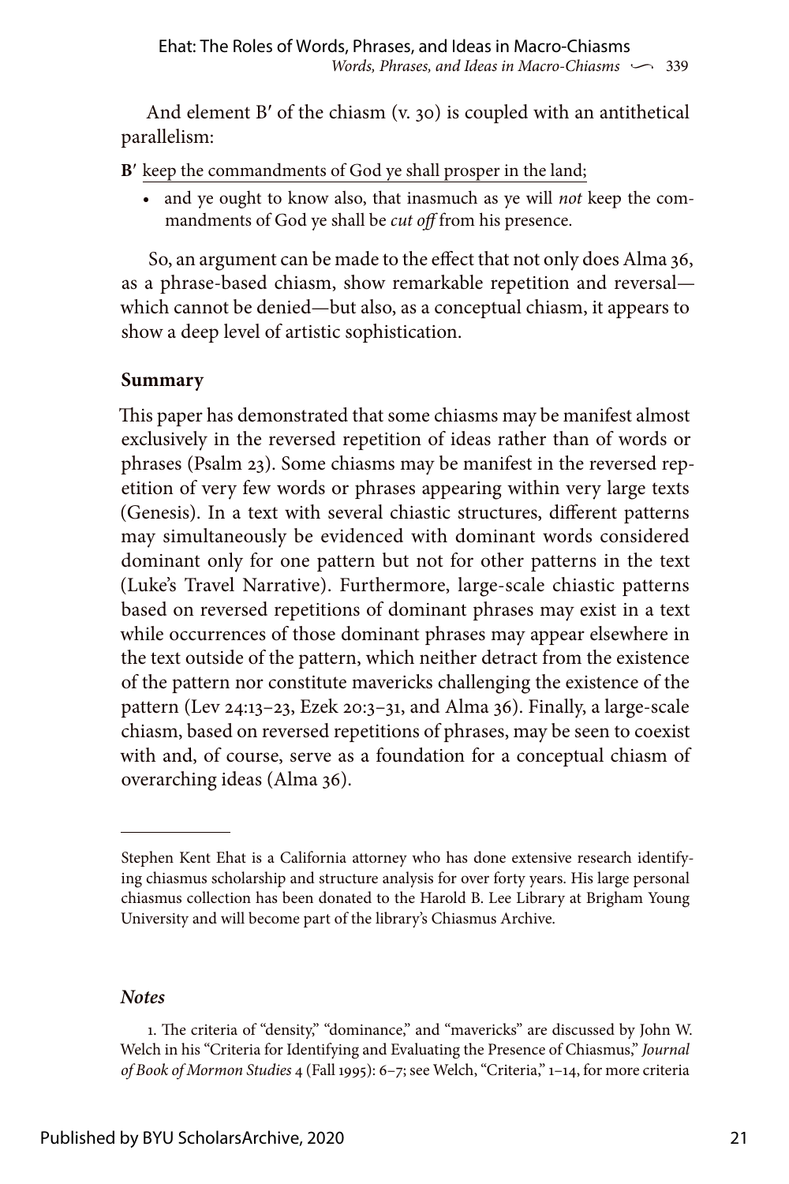And element B′ of the chiasm (v. 30) is coupled with an antithetical parallelism:

**B′** <u>keep the commandments of God ye shall prosper in the land;</u>

- and ye ought to know also, that inasmuch as ye will *not* keep the commandments of God ye shall be *cut off* from his presence.

So, an argument can be made to the effect that not only does Alma 36, as a phrase-based chiasm, show remarkable repetition and reversal—which cannot be denied—but also, as a conceptual chiasm, it appears to show a deep level of artistic sophistication.

## Summary

This paper has demonstrated that some chiasms may be manifest almost exclusively in the reversed repetition of ideas rather than of words or phrases (Psalm 23). Some chiasms may be manifest in the reversed repetition of very few words or phrases appearing within very large texts (Genesis). In a text with several chiastic structures, different patterns may simultaneously be evidenced with dominant words considered dominant only for one pattern but not for other patterns in the text (Luke's Travel Narrative). Furthermore, large-scale chiastic patterns based on reversed repetitions of dominant phrases may exist in a text while occurrences of those dominant phrases may appear elsewhere in the text outside of the pattern, which neither detract from the existence of the pattern nor constitute mavericks challenging the existence of the pattern (Lev 24:13–23, Ezek 20:3–31, and Alma 36). Finally, a large-scale chiasm, based on reversed repetitions of phrases, may be seen to coexist with and, of course, serve as a foundation for a conceptual chiasm of overarching ideas (Alma 36).

---

Stephen Kent Ehat is a California attorney who has done extensive research identifying chiasmus scholarship and structure analysis for over forty years. His large personal chiasmus collection has been donated to the Harold B. Lee Library at Brigham Young University and will become part of the library's Chiasmus Archive.

### *Notes*

1. The criteria of "density," "dominance," and "mavericks" are discussed by John W. Welch in his "Criteria for Identifying and Evaluating the Presence of Chiasmus," *Journal of Book of Mormon Studies* 4 (Fall 1995): 6–7; see Welch, "Criteria," 1–14, for more criteria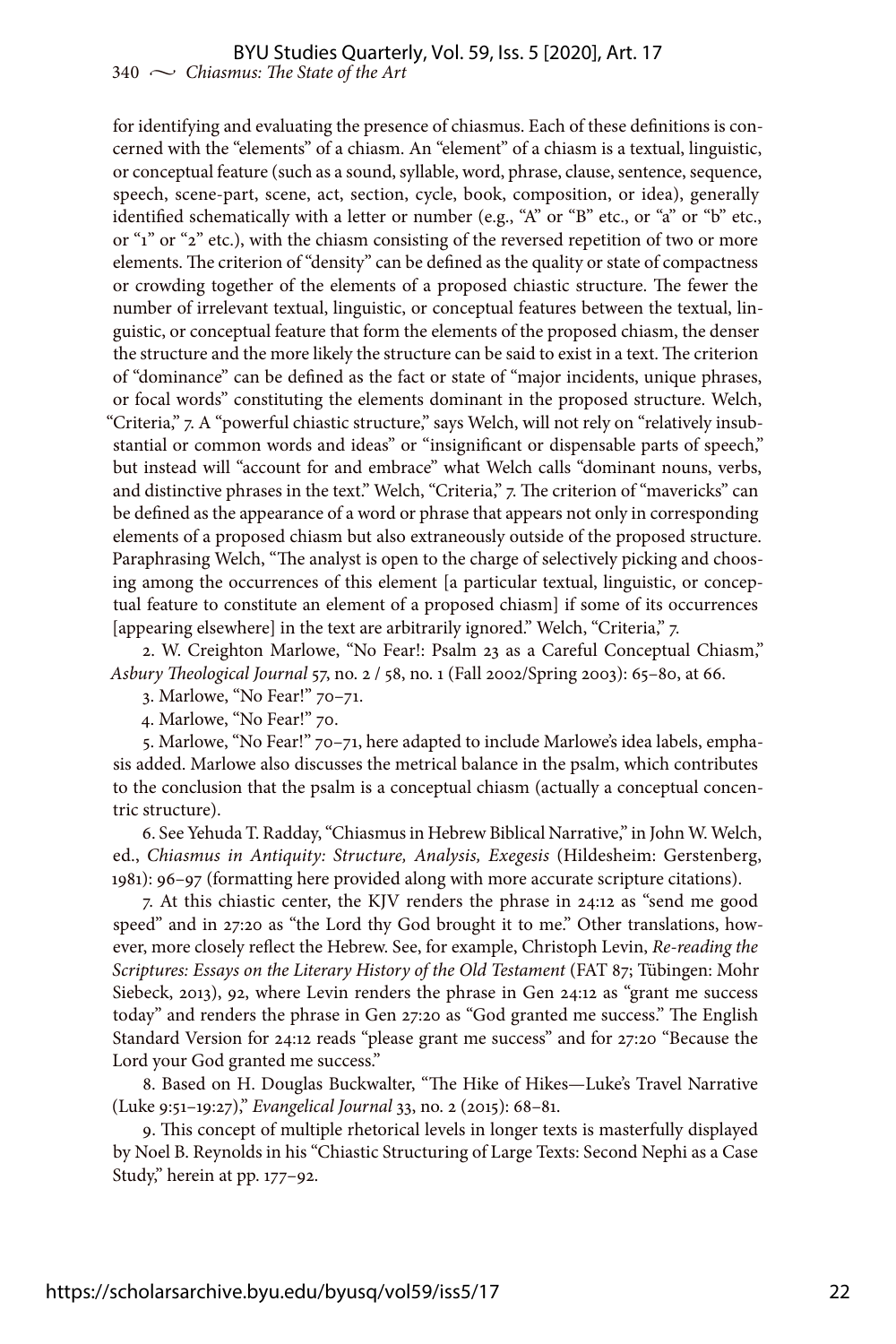for identifying and evaluating the presence of chiasmus. Each of these definitions is concerned with the "elements" of a chiasm. An "element" of a chiasm is a textual, linguistic, or conceptual feature (such as a sound, syllable, word, phrase, clause, sentence, sequence, speech, scene-part, scene, act, section, cycle, book, composition, or idea), generally identified schematically with a letter or number (e.g., "A" or "B" etc., or "a" or "b" etc., or "1" or "2" etc.), with the chiasm consisting of the reversed repetition of two or more elements. The criterion of "density" can be defined as the quality or state of compactness or crowding together of the elements of a proposed chiastic structure. The fewer the number of irrelevant textual, linguistic, or conceptual features between the textual, linguistic, or conceptual feature that form the elements of the proposed chiasm, the denser the structure and the more likely the structure can be said to exist in a text. The criterion of "dominance" can be defined as the fact or state of "major incidents, unique phrases, or focal words" constituting the elements dominant in the proposed structure. Welch, "Criteria," 7. A "powerful chiastic structure," says Welch, will not rely on "relatively insubstantial or common words and ideas" or "insignificant or dispensable parts of speech," but instead will "account for and embrace" what Welch calls "dominant nouns, verbs, and distinctive phrases in the text." Welch, "Criteria," 7. The criterion of "mavericks" can be defined as the appearance of a word or phrase that appears not only in corresponding elements of a proposed chiasm but also extraneously outside of the proposed structure. Paraphrasing Welch, "The analyst is open to the charge of selectively picking and choosing among the occurrences of this element [a particular textual, linguistic, or conceptual feature to constitute an element of a proposed chiasm] if some of its occurrences [appearing elsewhere] in the text are arbitrarily ignored." Welch, "Criteria," 7.

2. W. Creighton Marlowe, "No Fear!: Psalm 23 as a Careful Conceptual Chiasm," *Asbury Theological Journal* 57, no. 2 / 58, no. 1 (Fall 2002/Spring 2003): 65–80, at 66.

3. Marlowe, "No Fear!" 70–71.

4. Marlowe, "No Fear!" 70.

5. Marlowe, "No Fear!" 70–71, here adapted to include Marlowe's idea labels, emphasis added. Marlowe also discusses the metrical balance in the psalm, which contributes to the conclusion that the psalm is a conceptual chiasm (actually a conceptual concentric structure).

6. See Yehuda T. Radday, "Chiasmus in Hebrew Biblical Narrative," in John W. Welch, ed., *Chiasmus in Antiquity: Structure, Analysis, Exegesis* (Hildesheim: Gerstenberg, 1981): 96–97 (formatting here provided along with more accurate scripture citations).

7. At this chiastic center, the KJV renders the phrase in 24:12 as "send me good speed" and in 27:20 as "the Lord thy God brought it to me." Other translations, however, more closely reflect the Hebrew. See, for example, Christoph Levin, *Re-reading the Scriptures: Essays on the Literary History of the Old Testament* (FAT 87; Tübingen: Mohr Siebeck, 2013), 92, where Levin renders the phrase in Gen 24:12 as "grant me success today" and renders the phrase in Gen 27:20 as "God granted me success." The English Standard Version for 24:12 reads "please grant me success" and for 27:20 "Because the Lord your God granted me success."

8. Based on H. Douglas Buckwalter, "The Hike of Hikes—Luke's Travel Narrative (Luke 9:51–19:27)," *Evangelical Journal* 33, no. 2 (2015): 68–81.

9. This concept of multiple rhetorical levels in longer texts is masterfully displayed by Noel B. Reynolds in his "Chiastic Structuring of Large Texts: Second Nephi as a Case Study," herein at pp. 177–92.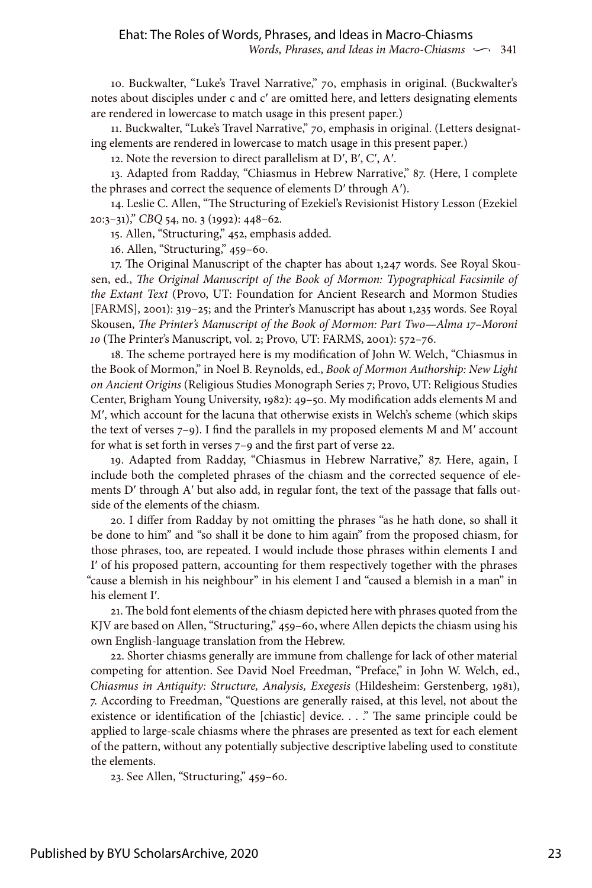10. Buckwalter, "Luke's Travel Narrative," 70, emphasis in original. (Buckwalter's notes about disciples under c and c′ are omitted here, and letters designating elements are rendered in lowercase to match usage in this present paper.)

11. Buckwalter, "Luke's Travel Narrative," 70, emphasis in original. (Letters designating elements are rendered in lowercase to match usage in this present paper.)

12. Note the reversion to direct parallelism at D′, B′, C′, A′.

13. Adapted from Radday, "Chiasmus in Hebrew Narrative," 87. (Here, I complete the phrases and correct the sequence of elements D′ through A′).

14. Leslie C. Allen, "The Structuring of Ezekiel's Revisionist History Lesson (Ezekiel 20:3–31)," *CBQ* 54, no. 3 (1992): 448–62.

15. Allen, "Structuring," 452, emphasis added.

16. Allen, "Structuring," 459–60.

17. The Original Manuscript of the chapter has about 1,247 words. See Royal Skousen, ed., *The Original Manuscript of the Book of Mormon: Typographical Facsimile of the Extant Text* (Provo, UT: Foundation for Ancient Research and Mormon Studies [FARMS], 2001): 319–25; and the Printer's Manuscript has about 1,235 words. See Royal Skousen, *The Printer's Manuscript of the Book of Mormon: Part Two—Alma 17–Moroni 10* (The Printer's Manuscript, vol. 2; Provo, UT: FARMS, 2001): 572–76.

18. The scheme portrayed here is my modification of John W. Welch, "Chiasmus in the Book of Mormon," in Noel B. Reynolds, ed., *Book of Mormon Authorship: New Light on Ancient Origins* (Religious Studies Monograph Series 7; Provo, UT: Religious Studies Center, Brigham Young University, 1982): 49–50. My modification adds elements M and M′, which account for the lacuna that otherwise exists in Welch's scheme (which skips the text of verses 7–9). I find the parallels in my proposed elements M and M′ account for what is set forth in verses 7–9 and the first part of verse 22.

19. Adapted from Radday, "Chiasmus in Hebrew Narrative," 87. Here, again, I include both the completed phrases of the chiasm and the corrected sequence of elements D′ through A′ but also add, in regular font, the text of the passage that falls outside of the elements of the chiasm.

20. I differ from Radday by not omitting the phrases "as he hath done, so shall it be done to him" and "so shall it be done to him again" from the proposed chiasm, for those phrases, too, are repeated. I would include those phrases within elements I and I′ of his proposed pattern, accounting for them respectively together with the phrases "cause a blemish in his neighbour" in his element I and "caused a blemish in a man" in his element I′.

21. The bold font elements of the chiasm depicted here with phrases quoted from the KJV are based on Allen, "Structuring," 459–60, where Allen depicts the chiasm using his own English-language translation from the Hebrew.

22. Shorter chiasms generally are immune from challenge for lack of other material competing for attention. See David Noel Freedman, "Preface," in John W. Welch, ed., *Chiasmus in Antiquity: Structure, Analysis, Exegesis* (Hildesheim: Gerstenberg, 1981), 7. According to Freedman, "Questions are generally raised, at this level, not about the existence or identification of the [chiastic] device. . . ." The same principle could be applied to large-scale chiasms where the phrases are presented as text for each element of the pattern, without any potentially subjective descriptive labeling used to constitute the elements.

23. See Allen, "Structuring," 459–60.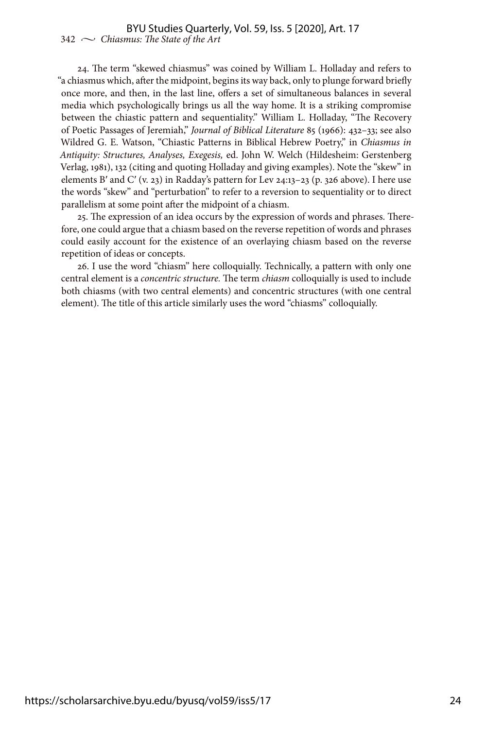24. The term "skewed chiasmus" was coined by William L. Holladay and refers to "a chiasmus which, after the midpoint, begins its way back, only to plunge forward briefly once more, and then, in the last line, offers a set of simultaneous balances in several media which psychologically brings us all the way home. It is a striking compromise between the chiastic pattern and sequentiality." William L. Holladay, "The Recovery of Poetic Passages of Jeremiah," *Journal of Biblical Literature* 85 (1966): 432–33; see also Wildred G. E. Watson, "Chiastic Patterns in Biblical Hebrew Poetry," in *Chiasmus in Antiquity: Structures, Analyses, Exegesis,* ed. John W. Welch (Hildesheim: Gerstenberg Verlag, 1981), 132 (citing and quoting Holladay and giving examples). Note the "skew" in elements B′ and C′ (v. 23) in Radday's pattern for Lev 24:13–23 (p. 326 above). I here use the words "skew" and "perturbation" to refer to a reversion to sequentiality or to direct parallelism at some point after the midpoint of a chiasm.

25. The expression of an idea occurs by the expression of words and phrases. Therefore, one could argue that a chiasm based on the reverse repetition of words and phrases could easily account for the existence of an overlaying chiasm based on the reverse repetition of ideas or concepts.

26. I use the word "chiasm" here colloquially. Technically, a pattern with only one central element is a *concentric structure.* The term *chiasm* colloquially is used to include both chiasms (with two central elements) and concentric structures (with one central element). The title of this article similarly uses the word "chiasms" colloquially.